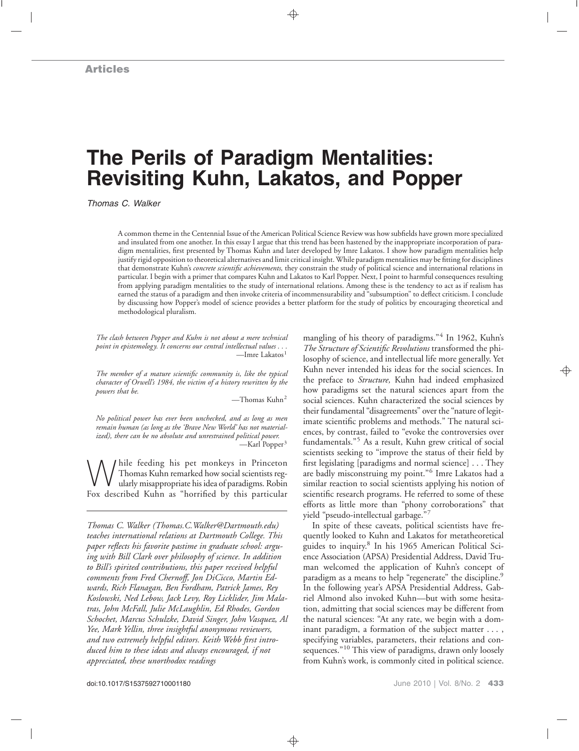Articles

# The Perils of Paradigm Mentalities: Revisiting Kuhn, Lakatos, and Popper

*Thomas C. Walker*

A common theme in the Centennial Issue of the American Political Science Review was how subfields have grown more specialized and insulated from one another. In this essay I argue that this trend has been hastened by the inappropriate incorporation of paradigm mentalities, first presented by Thomas Kuhn and later developed by Imre Lakatos. I show how paradigm mentalities help justify rigid opposition to theoretical alternatives and limit critical insight. While paradigm mentalities may be fitting for disciplines that demonstrate Kuhn's *concrete scientific achievements,* they constrain the study of political science and international relations in particular. I begin with a primer that compares Kuhn and Lakatos to Karl Popper. Next, I point to harmful consequences resulting from applying paradigm mentalities to the study of international relations. Among these is the tendency to act as if realism has earned the status of a paradigm and then invoke criteria of incommensurability and "subsumption" to deflect criticism. I conclude by discussing how Popper's model of science provides a better platform for the study of politics by encouraging theoretical and methodological pluralism.

*The clash between Popper and Kuhn is not about a mere technical point in epistemology. It concerns our central intellectual values . . .*
—Imre Lakatos[1]

*The member of a mature scientific community is, like the typical character of Orwell's 1984, the victim of a history rewritten by the powers that be.*
—Thomas Kuhn[2]

*No political power has ever been unchecked, and as long as men remain human (as long as the 'Brave New World' has not materialized), there can be no absolute and unrestrained political power.*
—Karl Popper[3]

While feeding his pet monkeys in Princeton Thomas Kuhn remarked how social scientists regularly misappropriate his idea of paradigms. Robin Fox described Kuhn as "horrified by this particular mangling of his theory of paradigms."[4] In 1962, Kuhn's *The Structure of Scientific Revolutions* transformed the philosophy of science, and intellectual life more generally. Yet Kuhn never intended his ideas for the social sciences. In the preface to *Structure,* Kuhn had indeed emphasized how paradigms set the natural sciences apart from the social sciences. Kuhn characterized the social sciences by their fundamental "disagreements" over the "nature of legitimate scientific problems and methods." The natural sciences, by contrast, failed to "evoke the controversies over fundamentals."[5] As a result, Kuhn grew critical of social scientists seeking to "improve the status of their field by first legislating [paradigms and normal science] . . . They are badly misconstruing my point."[6] Imre Lakatos had a similar reaction to social scientists applying his notion of scientific research programs. He referred to some of these efforts as little more than "phony corroborations" that yield "pseudo-intellectual garbage."[7]

In spite of these caveats, political scientists have frequently looked to Kuhn and Lakatos for metatheoretical guides to inquiry.[8] In his 1965 American Political Science Association (APSA) Presidential Address, David Truman welcomed the application of Kuhn's concept of paradigm as a means to help "regenerate" the discipline.[9] In the following year's APSA Presidential Address, Gabriel Almond also invoked Kuhn—but with some hesitation, admitting that social sciences may be different from the natural sciences: "At any rate, we begin with a dominant paradigm, a formation of the subject matter . . . , specifying variables, parameters, their relations and consequences."[10] This view of paradigms, drawn only loosely from Kuhn's work, is commonly cited in political science.

*Thomas C. Walker (Thomas.C.Walker@Dartmouth.edu) teaches international relations at Dartmouth College. This paper reflects his favorite pastime in graduate school: arguing with Bill Clark over philosophy of science. In addition to Bill's spirited contributions, this paper received helpful comments from Fred Chernoff, Jon DiCicco, Martin Edwards, Rich Flanagan, Ben Fordham, Patrick James, Rey Koslowski, Ned Lebow, Jack Levy, Roy Licklider, Jim Malatras, John McFall, Julie McLaughlin, Ed Rhodes, Gordon Schochet, Marcus Schulzke, David Singer, John Vasquez, Al Yee, Mark Yellin, three insightful anonymous reviewers, and two extremely helpful editors. Keith Webb first introduced him to these ideas and always encouraged, if not appreciated, these unorthodox readings*

doi:10.1017/S1537592710001180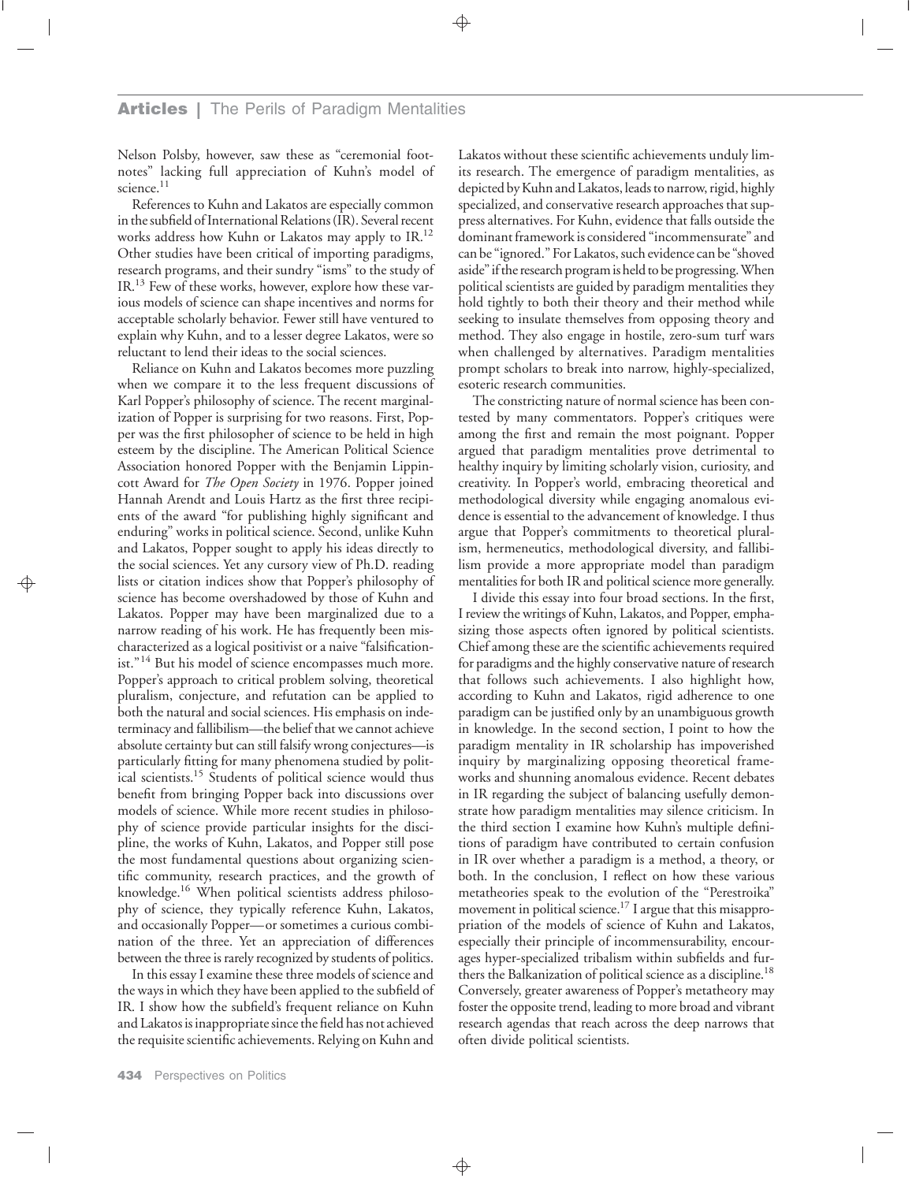Nelson Polsby, however, saw these as "ceremonial footnotes" lacking full appreciation of Kuhn's model of science.[11]

References to Kuhn and Lakatos are especially common in the subfield of International Relations (IR). Several recent works address how Kuhn or Lakatos may apply to IR.[12] Other studies have been critical of importing paradigms, research programs, and their sundry "isms" to the study of IR.[13] Few of these works, however, explore how these various models of science can shape incentives and norms for acceptable scholarly behavior. Fewer still have ventured to explain why Kuhn, and to a lesser degree Lakatos, were so reluctant to lend their ideas to the social sciences.

Reliance on Kuhn and Lakatos becomes more puzzling when we compare it to the less frequent discussions of Karl Popper's philosophy of science. The recent marginalization of Popper is surprising for two reasons. First, Popper was the first philosopher of science to be held in high esteem by the discipline. The American Political Science Association honored Popper with the Benjamin Lippincott Award for *The Open Society* in 1976. Popper joined Hannah Arendt and Louis Hartz as the first three recipients of the award "for publishing highly significant and enduring" works in political science. Second, unlike Kuhn and Lakatos, Popper sought to apply his ideas directly to the social sciences. Yet any cursory view of Ph.D. reading lists or citation indices show that Popper's philosophy of science has become overshadowed by those of Kuhn and Lakatos. Popper may have been marginalized due to a narrow reading of his work. He has frequently been mischaracterized as a logical positivist or a naive "falsificationist."[14] But his model of science encompasses much more. Popper's approach to critical problem solving, theoretical pluralism, conjecture, and refutation can be applied to both the natural and social sciences. His emphasis on indeterminacy and fallibilism—the belief that we cannot achieve absolute certainty but can still falsify wrong conjectures—is particularly fitting for many phenomena studied by political scientists.[15] Students of political science would thus benefit from bringing Popper back into discussions over models of science. While more recent studies in philosophy of science provide particular insights for the discipline, the works of Kuhn, Lakatos, and Popper still pose the most fundamental questions about organizing scientific community, research practices, and the growth of knowledge.[16] When political scientists address philosophy of science, they typically reference Kuhn, Lakatos, and occasionally Popper—or sometimes a curious combination of the three. Yet an appreciation of differences between the three is rarely recognized by students of politics.

In this essay I examine these three models of science and the ways in which they have been applied to the subfield of IR. I show how the subfield's frequent reliance on Kuhn and Lakatos is inappropriate since the field has not achieved the requisite scientific achievements. Relying on Kuhn and Lakatos without these scientific achievements unduly limits research. The emergence of paradigm mentalities, as depicted by Kuhn and Lakatos, leads to narrow, rigid, highly specialized, and conservative research approaches that suppress alternatives. For Kuhn, evidence that falls outside the dominant framework is considered "incommensurate" and can be "ignored." For Lakatos, such evidence can be "shoved aside" if the research program is held to be progressing. When political scientists are guided by paradigm mentalities they hold tightly to both their theory and their method while seeking to insulate themselves from opposing theory and method. They also engage in hostile, zero-sum turf wars when challenged by alternatives. Paradigm mentalities prompt scholars to break into narrow, highly-specialized, esoteric research communities.

The constricting nature of normal science has been contested by many commentators. Popper's critiques were among the first and remain the most poignant. Popper argued that paradigm mentalities prove detrimental to healthy inquiry by limiting scholarly vision, curiosity, and creativity. In Popper's world, embracing theoretical and methodological diversity while engaging anomalous evidence is essential to the advancement of knowledge. I thus argue that Popper's commitments to theoretical pluralism, hermeneutics, methodological diversity, and fallibilism provide a more appropriate model than paradigm mentalities for both IR and political science more generally.

I divide this essay into four broad sections. In the first, I review the writings of Kuhn, Lakatos, and Popper, emphasizing those aspects often ignored by political scientists. Chief among these are the scientific achievements required for paradigms and the highly conservative nature of research that follows such achievements. I also highlight how, according to Kuhn and Lakatos, rigid adherence to one paradigm can be justified only by an unambiguous growth in knowledge. In the second section, I point to how the paradigm mentality in IR scholarship has impoverished inquiry by marginalizing opposing theoretical frameworks and shunning anomalous evidence. Recent debates in IR regarding the subject of balancing usefully demonstrate how paradigm mentalities may silence criticism. In the third section I examine how Kuhn's multiple definitions of paradigm have contributed to certain confusion in IR over whether a paradigm is a method, a theory, or both. In the conclusion, I reflect on how these various metatheories speak to the evolution of the "Perestroika" movement in political science.[17] I argue that this misappropriation of the models of science of Kuhn and Lakatos, especially their principle of incommensurability, encourages hyper-specialized tribalism within subfields and furthers the Balkanization of political science as a discipline.[18] Conversely, greater awareness of Popper's metatheory may foster the opposite trend, leading to more broad and vibrant research agendas that reach across the deep narrows that often divide political scientists.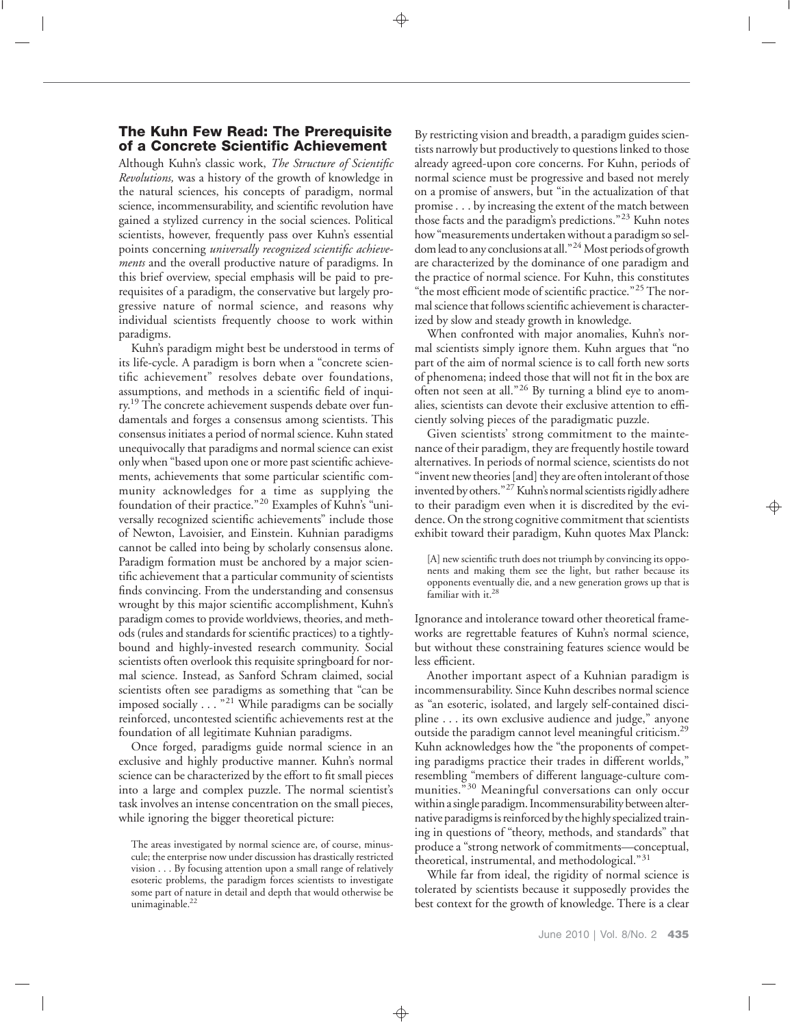## The Kuhn Few Read: The Prerequisite of a Concrete Scientific Achievement

Although Kuhn's classic work, *The Structure of Scientific Revolutions,* was a history of the growth of knowledge in the natural sciences, his concepts of paradigm, normal science, incommensurability, and scientific revolution have gained a stylized currency in the social sciences. Political scientists, however, frequently pass over Kuhn's essential points concerning *universally recognized scientific achievements* and the overall productive nature of paradigms. In this brief overview, special emphasis will be paid to prerequisites of a paradigm, the conservative but largely progressive nature of normal science, and reasons why individual scientists frequently choose to work within paradigms.

Kuhn's paradigm might best be understood in terms of its life-cycle. A paradigm is born when a "concrete scientific achievement" resolves debate over foundations, assumptions, and methods in a scientific field of inquiry.[19] The concrete achievement suspends debate over fundamentals and forges a consensus among scientists. This consensus initiates a period of normal science. Kuhn stated unequivocally that paradigms and normal science can exist only when "based upon one or more past scientific achievements, achievements that some particular scientific community acknowledges for a time as supplying the foundation of their practice."[20] Examples of Kuhn's "universally recognized scientific achievements" include those of Newton, Lavoisier, and Einstein. Kuhnian paradigms cannot be called into being by scholarly consensus alone. Paradigm formation must be anchored by a major scientific achievement that a particular community of scientists finds convincing. From the understanding and consensus wrought by this major scientific accomplishment, Kuhn's paradigm comes to provide worldviews, theories, and methods (rules and standards for scientific practices) to a tightly-bound and highly-invested research community. Social scientists often overlook this requisite springboard for normal science. Instead, as Sanford Schram claimed, social scientists often see paradigms as something that "can be imposed socially . . . "[21] While paradigms can be socially reinforced, uncontested scientific achievements rest at the foundation of all legitimate Kuhnian paradigms.

Once forged, paradigms guide normal science in an exclusive and highly productive manner. Kuhn's normal science can be characterized by the effort to fit small pieces into a large and complex puzzle. The normal scientist's task involves an intense concentration on the small pieces, while ignoring the bigger theoretical picture:

> The areas investigated by normal science are, of course, minuscule; the enterprise now under discussion has drastically restricted vision . . . By focusing attention upon a small range of relatively esoteric problems, the paradigm forces scientists to investigate some part of nature in detail and depth that would otherwise be unimaginable.[22]

By restricting vision and breadth, a paradigm guides scientists narrowly but productively to questions linked to those already agreed-upon core concerns. For Kuhn, periods of normal science must be progressive and based not merely on a promise of answers, but "in the actualization of that promise . . . by increasing the extent of the match between those facts and the paradigm's predictions."[23] Kuhn notes how "measurements undertaken without a paradigm so seldom lead to any conclusions at all."[24] Most periods of growth are characterized by the dominance of one paradigm and the practice of normal science. For Kuhn, this constitutes "the most efficient mode of scientific practice."[25] The normal science that follows scientific achievement is characterized by slow and steady growth in knowledge.

When confronted with major anomalies, Kuhn's normal scientists simply ignore them. Kuhn argues that "no part of the aim of normal science is to call forth new sorts of phenomena; indeed those that will not fit in the box are often not seen at all."[26] By turning a blind eye to anomalies, scientists can devote their exclusive attention to efficiently solving pieces of the paradigmatic puzzle.

Given scientists' strong commitment to the maintenance of their paradigm, they are frequently hostile toward alternatives. In periods of normal science, scientists do not "invent new theories [and] they are often intolerant of those invented by others."[27] Kuhn's normal scientists rigidly adhere to their paradigm even when it is discredited by the evidence. On the strong cognitive commitment that scientists exhibit toward their paradigm, Kuhn quotes Max Planck:

> [A] new scientific truth does not triumph by convincing its opponents and making them see the light, but rather because its opponents eventually die, and a new generation grows up that is familiar with it.[28]

Ignorance and intolerance toward other theoretical frameworks are regrettable features of Kuhn's normal science, but without these constraining features science would be less efficient.

Another important aspect of a Kuhnian paradigm is incommensurability. Since Kuhn describes normal science as "an esoteric, isolated, and largely self-contained discipline . . . its own exclusive audience and judge," anyone outside the paradigm cannot level meaningful criticism.[29] Kuhn acknowledges how the "the proponents of competing paradigms practice their trades in different worlds," resembling "members of different language-culture communities."[30] Meaningful conversations can only occur within a single paradigm. Incommensurability between alternative paradigms is reinforced by the highly specialized training in questions of "theory, methods, and standards" that produce a "strong network of commitments—conceptual, theoretical, instrumental, and methodological."[31]

While far from ideal, the rigidity of normal science is tolerated by scientists because it supposedly provides the best context for the growth of knowledge. There is a clear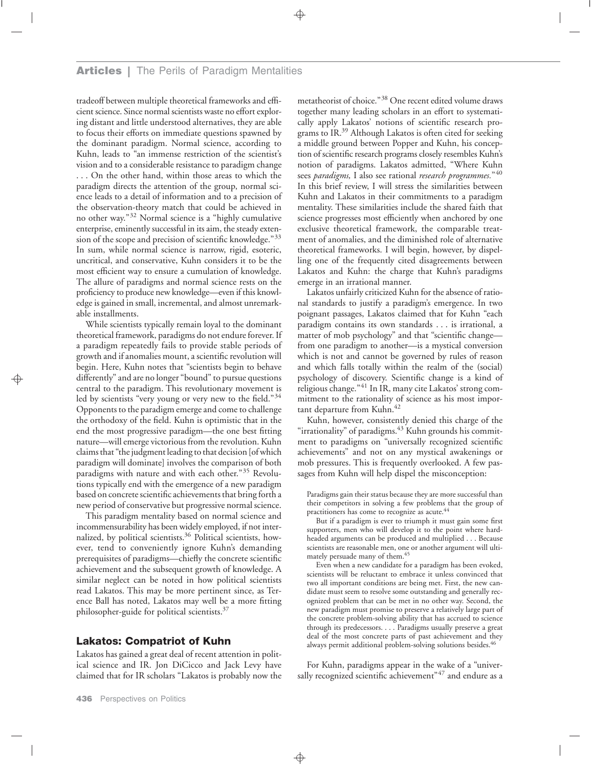tradeoff between multiple theoretical frameworks and efficient science. Since normal scientists waste no effort exploring distant and little understood alternatives, they are able to focus their efforts on immediate questions spawned by the dominant paradigm. Normal science, according to Kuhn, leads to "an immense restriction of the scientist's vision and to a considerable resistance to paradigm change . . . On the other hand, within those areas to which the paradigm directs the attention of the group, normal science leads to a detail of information and to a precision of the observation-theory match that could be achieved in no other way."[32] Normal science is a "highly cumulative enterprise, eminently successful in its aim, the steady extension of the scope and precision of scientific knowledge."[33] In sum, while normal science is narrow, rigid, esoteric, uncritical, and conservative, Kuhn considers it to be the most efficient way to ensure a cumulation of knowledge. The allure of paradigms and normal science rests on the proficiency to produce new knowledge—even if this knowledge is gained in small, incremental, and almost unremarkable installments.

While scientists typically remain loyal to the dominant theoretical framework, paradigms do not endure forever. If a paradigm repeatedly fails to provide stable periods of growth and if anomalies mount, a scientific revolution will begin. Here, Kuhn notes that "scientists begin to behave differently" and are no longer "bound" to pursue questions central to the paradigm. This revolutionary movement is led by scientists "very young or very new to the field."[34] Opponents to the paradigm emerge and come to challenge the orthodoxy of the field. Kuhn is optimistic that in the end the most progressive paradigm—the one best fitting nature—will emerge victorious from the revolution. Kuhn claims that "the judgment leading to that decision [of which paradigm will dominate] involves the comparison of both paradigms with nature and with each other."[35] Revolutions typically end with the emergence of a new paradigm based on concrete scientific achievements that bring forth a new period of conservative but progressive normal science.

This paradigm mentality based on normal science and incommensurability has been widely employed, if not internalized, by political scientists.[36] Political scientists, however, tend to conveniently ignore Kuhn's demanding prerequisites of paradigms—chiefly the concrete scientific achievement and the subsequent growth of knowledge. A similar neglect can be noted in how political scientists read Lakatos. This may be more pertinent since, as Terence Ball has noted, Lakatos may well be a more fitting philosopher-guide for political scientists.[37]

## Lakatos: Compatriot of Kuhn

Lakatos has gained a great deal of recent attention in political science and IR. Jon DiCicco and Jack Levy have claimed that for IR scholars "Lakatos is probably now the metatheorist of choice."[38] One recent edited volume draws together many leading scholars in an effort to systematically apply Lakatos' notions of scientific research programs to IR.[39] Although Lakatos is often cited for seeking a middle ground between Popper and Kuhn, his conception of scientific research programs closely resembles Kuhn's notion of paradigms. Lakatos admitted, "Where Kuhn sees *paradigms,* I also see rational *research programmes.*"[40] In this brief review, I will stress the similarities between Kuhn and Lakatos in their commitments to a paradigm mentality. These similarities include the shared faith that science progresses most efficiently when anchored by one exclusive theoretical framework, the comparable treatment of anomalies, and the diminished role of alternative theoretical frameworks. I will begin, however, by dispelling one of the frequently cited disagreements between Lakatos and Kuhn: the charge that Kuhn's paradigms emerge in an irrational manner.

Lakatos unfairly criticized Kuhn for the absence of rational standards to justify a paradigm's emergence. In two poignant passages, Lakatos claimed that for Kuhn "each paradigm contains its own standards . . . is irrational, a matter of mob psychology" and that "scientific change—from one paradigm to another—is a mystical conversion which is not and cannot be governed by rules of reason and which falls totally within the realm of the (social) psychology of discovery. Scientific change is a kind of religious change."[41] In IR, many cite Lakatos' strong commitment to the rationality of science as his most important departure from Kuhn.[42]

Kuhn, however, consistently denied this charge of the "irrationality" of paradigms.[43] Kuhn grounds his commitment to paradigms on "universally recognized scientific achievements" and not on any mystical awakenings or mob pressures. This is frequently overlooked. A few passages from Kuhn will help dispel the misconception:

> Paradigms gain their status because they are more successful than their competitors in solving a few problems that the group of practitioners has come to recognize as acute.[44]
>
> But if a paradigm is ever to triumph it must gain some first supporters, men who will develop it to the point where hardheaded arguments can be produced and multiplied . . . Because scientists are reasonable men, one or another argument will ultimately persuade many of them.[45]
>
> Even when a new candidate for a paradigm has been evoked, scientists will be reluctant to embrace it unless convinced that two all important conditions are being met. First, the new candidate must seem to resolve some outstanding and generally recognized problem that can be met in no other way. Second, the new paradigm must promise to preserve a relatively large part of the concrete problem-solving ability that has accrued to science through its predecessors. . . . Paradigms usually preserve a great deal of the most concrete parts of past achievement and they always permit additional problem-solving solutions besides.[46]

For Kuhn, paradigms appear in the wake of a "universally recognized scientific achievement"[47] and endure as a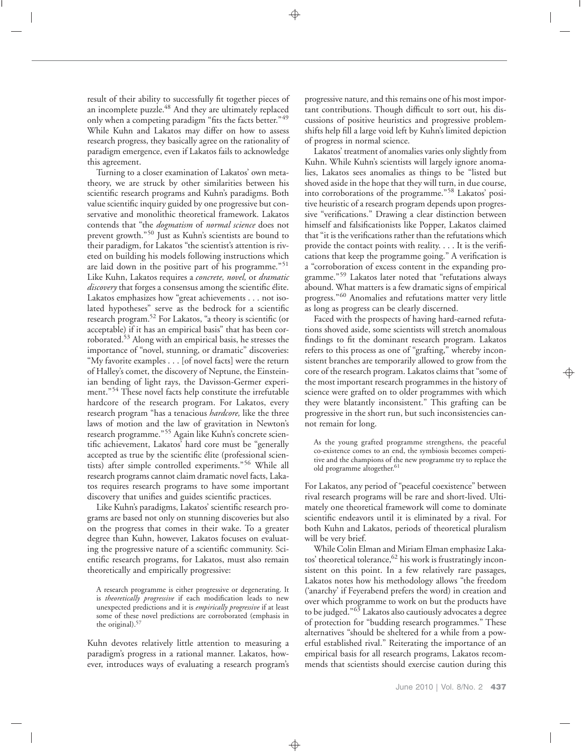result of their ability to successfully fit together pieces of an incomplete puzzle.[48] And they are ultimately replaced only when a competing paradigm "fits the facts better."[49] While Kuhn and Lakatos may differ on how to assess research progress, they basically agree on the rationality of paradigm emergence, even if Lakatos fails to acknowledge this agreement.

Turning to a closer examination of Lakatos' own metatheory, we are struck by other similarities between his scientific research programs and Kuhn's paradigms. Both value scientific inquiry guided by one progressive but conservative and monolithic theoretical framework. Lakatos contends that "the *dogmatism* of *normal science* does not prevent growth."[50] Just as Kuhn's scientists are bound to their paradigm, for Lakatos "the scientist's attention is riveted on building his models following instructions which are laid down in the positive part of his programme."[51] Like Kuhn, Lakatos requires a *concrete, novel,* or *dramatic discovery* that forges a consensus among the scientific élite. Lakatos emphasizes how "great achievements . . . not isolated hypotheses" serve as the bedrock for a scientific research program.[52] For Lakatos, "a theory is scientific (or acceptable) if it has an empirical basis" that has been corroborated.[53] Along with an empirical basis, he stresses the importance of "novel, stunning, or dramatic" discoveries: "My favorite examples . . . [of novel facts] were the return of Halley's comet, the discovery of Neptune, the Einsteinian bending of light rays, the Davisson-Germer experiment."[54] These novel facts help constitute the irrefutable hardcore of the research program. For Lakatos, every research program "has a tenacious *hardcore,* like the three laws of motion and the law of gravitation in Newton's research programme."[55] Again like Kuhn's concrete scientific achievement, Lakatos' hard core must be "generally accepted as true by the scientific élite (professional scientists) after simple controlled experiments."[56] While all research programs cannot claim dramatic novel facts, Lakatos requires research programs to have some important discovery that unifies and guides scientific practices.

Like Kuhn's paradigms, Lakatos' scientific research programs are based not only on stunning discoveries but also on the progress that comes in their wake. To a greater degree than Kuhn, however, Lakatos focuses on evaluating the progressive nature of a scientific community. Scientific research programs, for Lakatos, must also remain theoretically and empirically progressive:

> A research programme is either progressive or degenerating. It is *theoretically progressive* if each modification leads to new unexpected predictions and it is *empirically progressive* if at least some of these novel predictions are corroborated (emphasis in the original).[57]

Kuhn devotes relatively little attention to measuring a paradigm's progress in a rational manner. Lakatos, however, introduces ways of evaluating a research program's progressive nature, and this remains one of his most important contributions. Though difficult to sort out, his discussions of positive heuristics and progressive problemshifts help fill a large void left by Kuhn's limited depiction of progress in normal science.

Lakatos' treatment of anomalies varies only slightly from Kuhn. While Kuhn's scientists will largely ignore anomalies, Lakatos sees anomalies as things to be "listed but shoved aside in the hope that they will turn, in due course, into corroborations of the programme."[58] Lakatos' positive heuristic of a research program depends upon progressive "verifications." Drawing a clear distinction between himself and falsificationists like Popper, Lakatos claimed that "it is the verifications rather than the refutations which provide the contact points with reality. . . . It is the verifications that keep the programme going." A verification is a "corroboration of excess content in the expanding programme."[59] Lakatos later noted that "refutations always abound. What matters is a few dramatic signs of empirical progress."[60] Anomalies and refutations matter very little as long as progress can be clearly discerned.

Faced with the prospects of having hard-earned refutations shoved aside, some scientists will stretch anomalous findings to fit the dominant research program. Lakatos refers to this process as one of "grafting," whereby inconsistent branches are temporarily allowed to grow from the core of the research program. Lakatos claims that "some of the most important research programmes in the history of science were grafted on to older programmes with which they were blatantly inconsistent." This grafting can be progressive in the short run, but such inconsistencies cannot remain for long.

> As the young grafted programme strengthens, the peaceful co-existence comes to an end, the symbiosis becomes competitive and the champions of the new programme try to replace the old programme altogether.[61]

For Lakatos, any period of "peaceful coexistence" between rival research programs will be rare and short-lived. Ultimately one theoretical framework will come to dominate scientific endeavors until it is eliminated by a rival. For both Kuhn and Lakatos, periods of theoretical pluralism will be very brief.

While Colin Elman and Miriam Elman emphasize Lakatos' theoretical tolerance,[62] his work is frustratingly inconsistent on this point. In a few relatively rare passages, Lakatos notes how his methodology allows "the freedom ('anarchy' if Feyerabend prefers the word) in creation and over which programme to work on but the products have to be judged."[63] Lakatos also cautiously advocates a degree of protection for "budding research programmes." These alternatives "should be sheltered for a while from a powerful established rival." Reiterating the importance of an empirical basis for all research programs, Lakatos recommends that scientists should exercise caution during this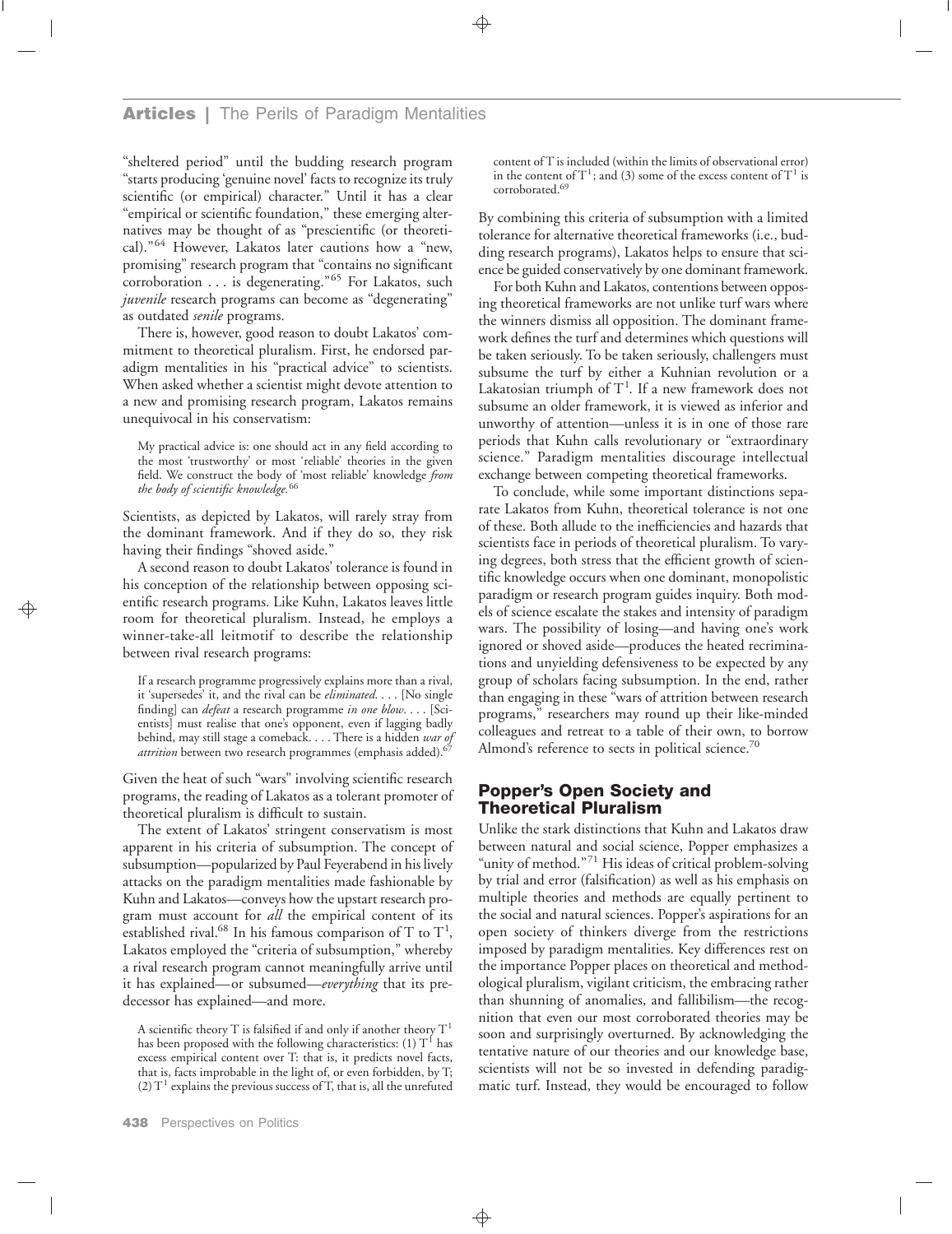"sheltered period" until the budding research program "starts producing 'genuine novel' facts to recognize its truly scientific (or empirical) character." Until it has a clear "empirical or scientific foundation," these emerging alternatives may be thought of as "prescientific (or theoretical)."[64] However, Lakatos later cautions how a "new, promising" research program that "contains no significant corroboration . . . is degenerating."[65] For Lakatos, such *juvenile* research programs can become as "degenerating" as outdated *senile* programs.

There is, however, good reason to doubt Lakatos' commitment to theoretical pluralism. First, he endorsed paradigm mentalities in his "practical advice" to scientists. When asked whether a scientist might devote attention to a new and promising research program, Lakatos remains unequivocal in his conservatism:

> My practical advice is: one should act in any field according to the most 'trustworthy' or most 'reliable' theories in the given field. We construct the body of 'most reliable' knowledge *from the body of scientific knowledge.*[66]

Scientists, as depicted by Lakatos, will rarely stray from the dominant framework. And if they do so, they risk having their findings "shoved aside."

A second reason to doubt Lakatos' tolerance is found in his conception of the relationship between opposing scientific research programs. Like Kuhn, Lakatos leaves little room for theoretical pluralism. Instead, he employs a winner-take-all leitmotif to describe the relationship between rival research programs:

> If a research programme progressively explains more than a rival, it 'supersedes' it, and the rival can be *eliminated*. . . . [No single finding] can *defeat* a research programme *in one blow*. . . . [Scientists] must realise that one's opponent, even if lagging badly behind, may still stage a comeback. . . . There is a hidden *war of attrition* between two research programmes (emphasis added).[67]

Given the heat of such "wars" involving scientific research programs, the reading of Lakatos as a tolerant promoter of theoretical pluralism is difficult to sustain.

The extent of Lakatos' stringent conservatism is most apparent in his criteria of subsumption. The concept of subsumption—popularized by Paul Feyerabend in his lively attacks on the paradigm mentalities made fashionable by Kuhn and Lakatos—conveys how the upstart research program must account for *all* the empirical content of its established rival.[68] In his famous comparison of T to $T^1$, Lakatos employed the "criteria of subsumption," whereby a rival research program cannot meaningfully arrive until it has explained—or subsumed—*everything* that its predecessor has explained—and more.

> A scientific theory T is falsified if and only if another theory $T^1$ has been proposed with the following characteristics: (1) $T^1$ has excess empirical content over T: that is, it predicts novel facts, that is, facts improbable in the light of, or even forbidden, by T; (2) $T^1$ explains the previous success of T, that is, all the unrefuted content of T is included (within the limits of observational error) in the content of $T^1$; and (3) some of the excess content of $T^1$ is corroborated.[69]

By combining this criteria of subsumption with a limited tolerance for alternative theoretical frameworks (i.e., budding research programs), Lakatos helps to ensure that science be guided conservatively by one dominant framework.

For both Kuhn and Lakatos, contentions between opposing theoretical frameworks are not unlike turf wars where the winners dismiss all opposition. The dominant framework defines the turf and determines which questions will be taken seriously. To be taken seriously, challengers must subsume the turf by either a Kuhnian revolution or a Lakatosian triumph of $T^1$. If a new framework does not subsume an older framework, it is viewed as inferior and unworthy of attention—unless it is in one of those rare periods that Kuhn calls revolutionary or "extraordinary science." Paradigm mentalities discourage intellectual exchange between competing theoretical frameworks.

To conclude, while some important distinctions separate Lakatos from Kuhn, theoretical tolerance is not one of these. Both allude to the inefficiencies and hazards that scientists face in periods of theoretical pluralism. To varying degrees, both stress that the efficient growth of scientific knowledge occurs when one dominant, monopolistic paradigm or research program guides inquiry. Both models of science escalate the stakes and intensity of paradigm wars. The possibility of losing—and having one's work ignored or shoved aside—produces the heated recriminations and unyielding defensiveness to be expected by any group of scholars facing subsumption. In the end, rather than engaging in these "wars of attrition between research programs," researchers may round up their like-minded colleagues and retreat to a table of their own, to borrow Almond's reference to sects in political science.[70]

## Popper's Open Society and Theoretical Pluralism

Unlike the stark distinctions that Kuhn and Lakatos draw between natural and social science, Popper emphasizes a "unity of method."[71] His ideas of critical problem-solving by trial and error (falsification) as well as his emphasis on multiple theories and methods are equally pertinent to the social and natural sciences. Popper's aspirations for an open society of thinkers diverge from the restrictions imposed by paradigm mentalities. Key differences rest on the importance Popper places on theoretical and methodological pluralism, vigilant criticism, the embracing rather than shunning of anomalies, and fallibilism—the recognition that even our most corroborated theories may be soon and surprisingly overturned. By acknowledging the tentative nature of our theories and our knowledge base, scientists will not be so invested in defending paradigmatic turf. Instead, they would be encouraged to follow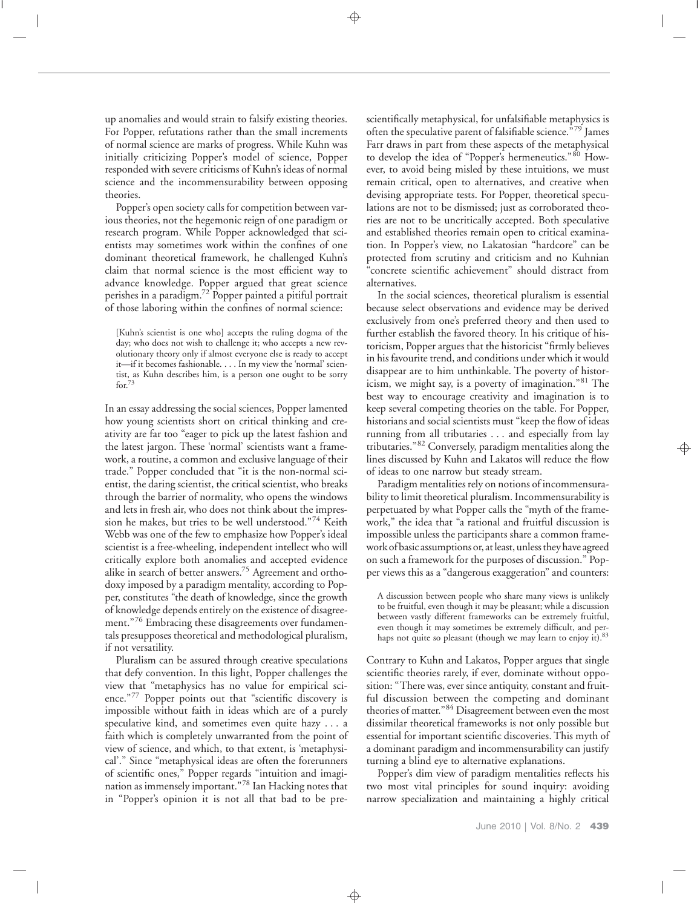up anomalies and would strain to falsify existing theories. For Popper, refutations rather than the small increments of normal science are marks of progress. While Kuhn was initially criticizing Popper's model of science, Popper responded with severe criticisms of Kuhn's ideas of normal science and the incommensurability between opposing theories.

Popper's open society calls for competition between various theories, not the hegemonic reign of one paradigm or research program. While Popper acknowledged that scientists may sometimes work within the confines of one dominant theoretical framework, he challenged Kuhn's claim that normal science is the most efficient way to advance knowledge. Popper argued that great science perishes in a paradigm.[72] Popper painted a pitiful portrait of those laboring within the confines of normal science:

> [Kuhn's scientist is one who] accepts the ruling dogma of the day; who does not wish to challenge it; who accepts a new revolutionary theory only if almost everyone else is ready to accept it—if it becomes fashionable. . . . In my view the 'normal' scientist, as Kuhn describes him, is a person one ought to be sorry for.[73]

In an essay addressing the social sciences, Popper lamented how young scientists short on critical thinking and creativity are far too "eager to pick up the latest fashion and the latest jargon. These 'normal' scientists want a framework, a routine, a common and exclusive language of their trade." Popper concluded that "it is the non-normal scientist, the daring scientist, the critical scientist, who breaks through the barrier of normality, who opens the windows and lets in fresh air, who does not think about the impression he makes, but tries to be well understood."[74] Keith Webb was one of the few to emphasize how Popper's ideal scientist is a free-wheeling, independent intellect who will critically explore both anomalies and accepted evidence alike in search of better answers.[75] Agreement and orthodoxy imposed by a paradigm mentality, according to Popper, constitutes "the death of knowledge, since the growth of knowledge depends entirely on the existence of disagreement."[76] Embracing these disagreements over fundamentals presupposes theoretical and methodological pluralism, if not versatility.

Pluralism can be assured through creative speculations that defy convention. In this light, Popper challenges the view that "metaphysics has no value for empirical science."[77] Popper points out that "scientific discovery is impossible without faith in ideas which are of a purely speculative kind, and sometimes even quite hazy . . . a faith which is completely unwarranted from the point of view of science, and which, to that extent, is 'metaphysical'." Since "metaphysical ideas are often the forerunners of scientific ones," Popper regards "intuition and imagination as immensely important."[78] Ian Hacking notes that in "Popper's opinion it is not all that bad to be prescientifically metaphysical, for unfalsifiable metaphysics is often the speculative parent of falsifiable science."[79] James Farr draws in part from these aspects of the metaphysical to develop the idea of "Popper's hermeneutics."[80] However, to avoid being misled by these intuitions, we must remain critical, open to alternatives, and creative when devising appropriate tests. For Popper, theoretical speculations are not to be dismissed; just as corroborated theories are not to be uncritically accepted. Both speculative and established theories remain open to critical examination. In Popper's view, no Lakatosian "hardcore" can be protected from scrutiny and criticism and no Kuhnian "concrete scientific achievement" should distract from alternatives.

In the social sciences, theoretical pluralism is essential because select observations and evidence may be derived exclusively from one's preferred theory and then used to further establish the favored theory. In his critique of historicism, Popper argues that the historicist "firmly believes in his favourite trend, and conditions under which it would disappear are to him unthinkable. The poverty of historicism, we might say, is a poverty of imagination."[81] The best way to encourage creativity and imagination is to keep several competing theories on the table. For Popper, historians and social scientists must "keep the flow of ideas running from all tributaries . . . and especially from lay tributaries."[82] Conversely, paradigm mentalities along the lines discussed by Kuhn and Lakatos will reduce the flow of ideas to one narrow but steady stream.

Paradigm mentalities rely on notions of incommensurability to limit theoretical pluralism. Incommensurability is perpetuated by what Popper calls the "myth of the framework," the idea that "a rational and fruitful discussion is impossible unless the participants share a common framework of basic assumptions or, at least, unless they have agreed on such a framework for the purposes of discussion." Popper views this as a "dangerous exaggeration" and counters:

> A discussion between people who share many views is unlikely to be fruitful, even though it may be pleasant; while a discussion between vastly different frameworks can be extremely fruitful, even though it may sometimes be extremely difficult, and perhaps not quite so pleasant (though we may learn to enjoy it).[83]

Contrary to Kuhn and Lakatos, Popper argues that single scientific theories rarely, if ever, dominate without opposition: "There was, ever since antiquity, constant and fruitful discussion between the competing and dominant theories of matter."[84] Disagreement between even the most dissimilar theoretical frameworks is not only possible but essential for important scientific discoveries. This myth of a dominant paradigm and incommensurability can justify turning a blind eye to alternative explanations.

Popper's dim view of paradigm mentalities reflects his two most vital principles for sound inquiry: avoiding narrow specialization and maintaining a highly critical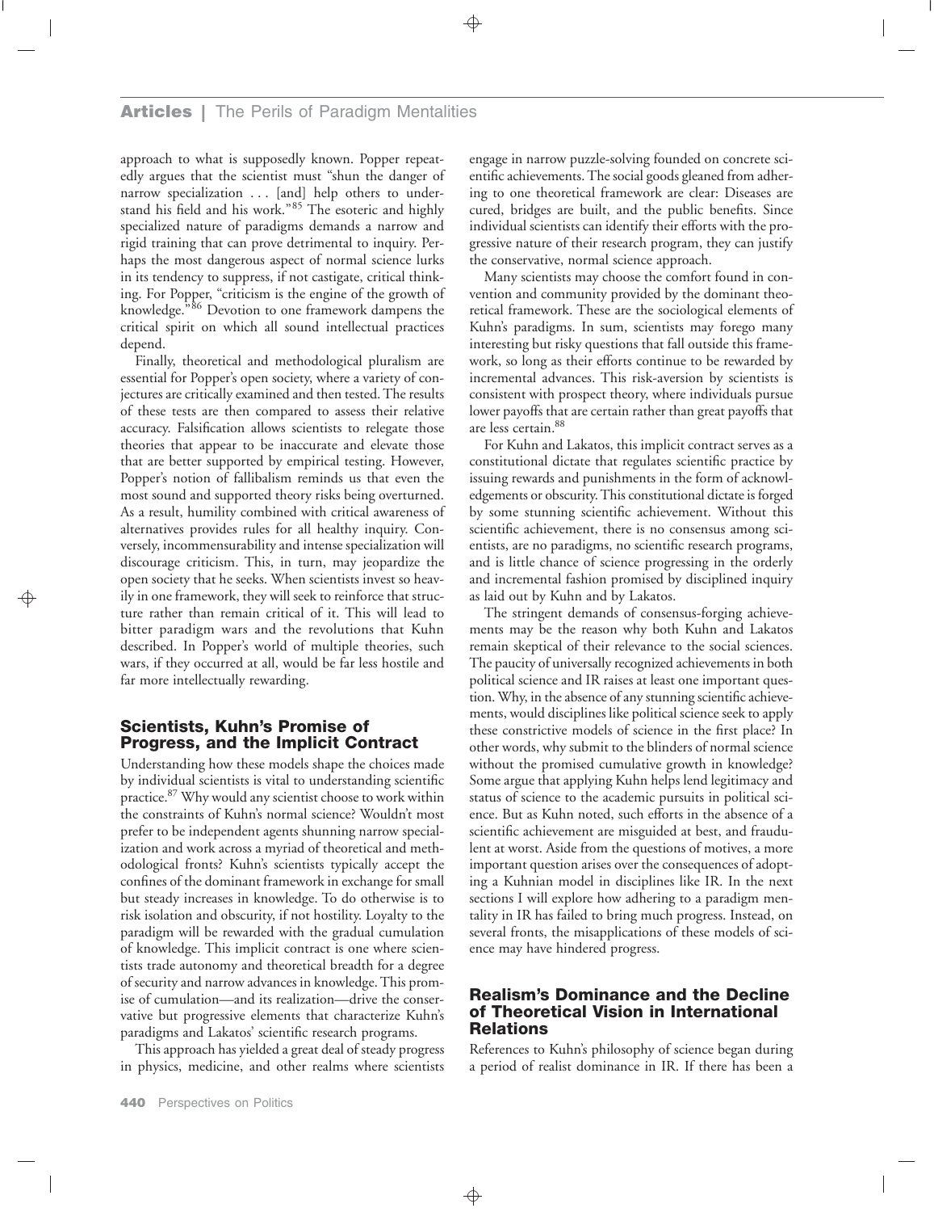approach to what is supposedly known. Popper repeatedly argues that the scientist must "shun the danger of narrow specialization . . . [and] help others to understand his field and his work."[85] The esoteric and highly specialized nature of paradigms demands a narrow and rigid training that can prove detrimental to inquiry. Perhaps the most dangerous aspect of normal science lurks in its tendency to suppress, if not castigate, critical thinking. For Popper, "criticism is the engine of the growth of knowledge."[86] Devotion to one framework dampens the critical spirit on which all sound intellectual practices depend.

Finally, theoretical and methodological pluralism are essential for Popper's open society, where a variety of conjectures are critically examined and then tested. The results of these tests are then compared to assess their relative accuracy. Falsification allows scientists to relegate those theories that appear to be inaccurate and elevate those that are better supported by empirical testing. However, Popper's notion of fallibalism reminds us that even the most sound and supported theory risks being overturned. As a result, humility combined with critical awareness of alternatives provides rules for all healthy inquiry. Conversely, incommensurability and intense specialization will discourage criticism. This, in turn, may jeopardize the open society that he seeks. When scientists invest so heavily in one framework, they will seek to reinforce that structure rather than remain critical of it. This will lead to bitter paradigm wars and the revolutions that Kuhn described. In Popper's world of multiple theories, such wars, if they occurred at all, would be far less hostile and far more intellectually rewarding.

## Scientists, Kuhn's Promise of Progress, and the Implicit Contract

Understanding how these models shape the choices made by individual scientists is vital to understanding scientific practice.[87] Why would any scientist choose to work within the constraints of Kuhn's normal science? Wouldn't most prefer to be independent agents shunning narrow specialization and work across a myriad of theoretical and methodological fronts? Kuhn's scientists typically accept the confines of the dominant framework in exchange for small but steady increases in knowledge. To do otherwise is to risk isolation and obscurity, if not hostility. Loyalty to the paradigm will be rewarded with the gradual cumulation of knowledge. This implicit contract is one where scientists trade autonomy and theoretical breadth for a degree of security and narrow advances in knowledge. This promise of cumulation—and its realization—drive the conservative but progressive elements that characterize Kuhn's paradigms and Lakatos' scientific research programs.

This approach has yielded a great deal of steady progress in physics, medicine, and other realms where scientists engage in narrow puzzle-solving founded on concrete scientific achievements. The social goods gleaned from adhering to one theoretical framework are clear: Diseases are cured, bridges are built, and the public benefits. Since individual scientists can identify their efforts with the progressive nature of their research program, they can justify the conservative, normal science approach.

Many scientists may choose the comfort found in convention and community provided by the dominant theoretical framework. These are the sociological elements of Kuhn's paradigms. In sum, scientists may forego many interesting but risky questions that fall outside this framework, so long as their efforts continue to be rewarded by incremental advances. This risk-aversion by scientists is consistent with prospect theory, where individuals pursue lower payoffs that are certain rather than great payoffs that are less certain.[88]

For Kuhn and Lakatos, this implicit contract serves as a constitutional dictate that regulates scientific practice by issuing rewards and punishments in the form of acknowledgements or obscurity. This constitutional dictate is forged by some stunning scientific achievement. Without this scientific achievement, there is no consensus among scientists, are no paradigms, no scientific research programs, and is little chance of science progressing in the orderly and incremental fashion promised by disciplined inquiry as laid out by Kuhn and by Lakatos.

The stringent demands of consensus-forging achievements may be the reason why both Kuhn and Lakatos remain skeptical of their relevance to the social sciences. The paucity of universally recognized achievements in both political science and IR raises at least one important question. Why, in the absence of any stunning scientific achievements, would disciplines like political science seek to apply these constrictive models of science in the first place? In other words, why submit to the blinders of normal science without the promised cumulative growth in knowledge? Some argue that applying Kuhn helps lend legitimacy and status of science to the academic pursuits in political science. But as Kuhn noted, such efforts in the absence of a scientific achievement are misguided at best, and fraudulent at worst. Aside from the questions of motives, a more important question arises over the consequences of adopting a Kuhnian model in disciplines like IR. In the next sections I will explore how adhering to a paradigm mentality in IR has failed to bring much progress. Instead, on several fronts, the misapplications of these models of science may have hindered progress.

## Realism's Dominance and the Decline of Theoretical Vision in International Relations

References to Kuhn's philosophy of science began during a period of realist dominance in IR. If there has been a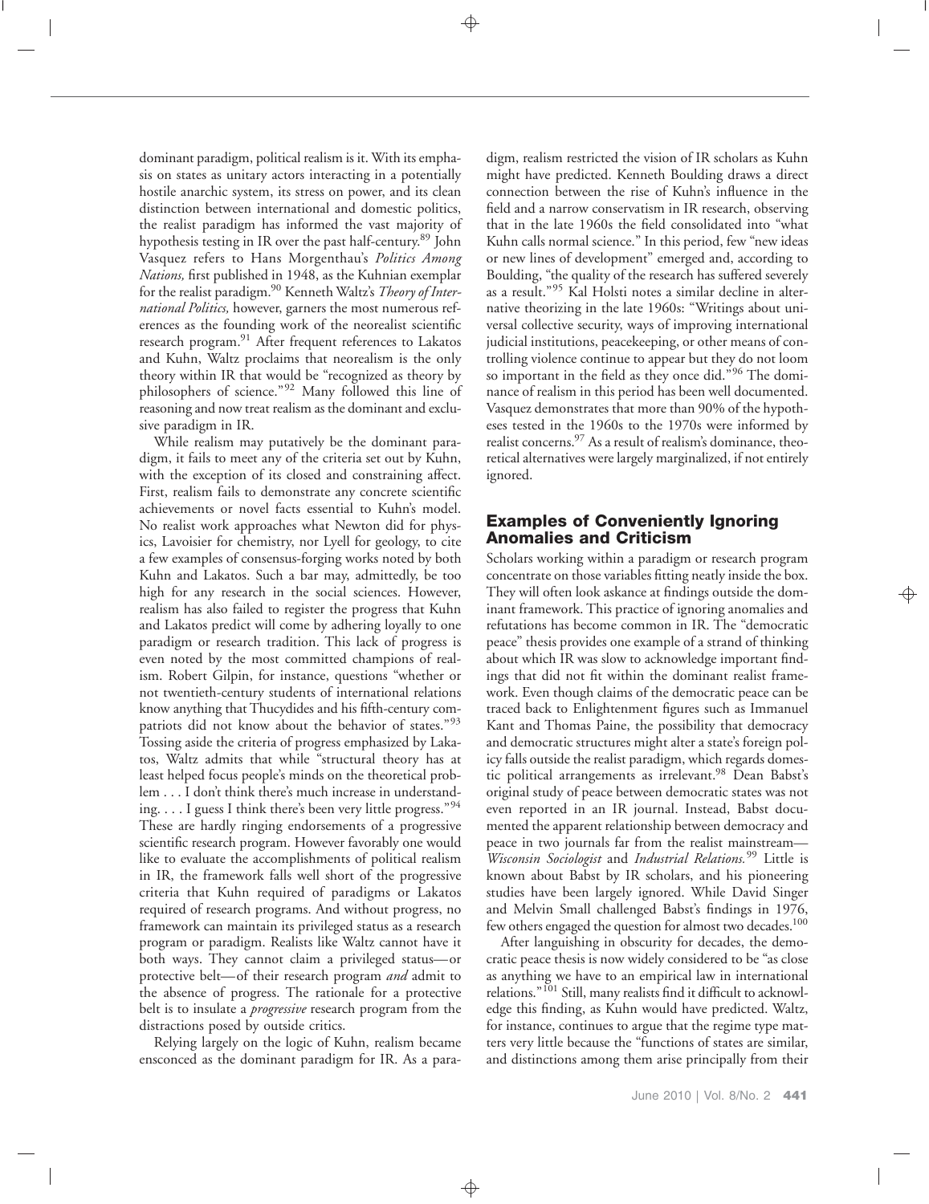dominant paradigm, political realism is it. With its emphasis on states as unitary actors interacting in a potentially hostile anarchic system, its stress on power, and its clean distinction between international and domestic politics, the realist paradigm has informed the vast majority of hypothesis testing in IR over the past half-century.[89] John Vasquez refers to Hans Morgenthau's *Politics Among Nations,* first published in 1948, as the Kuhnian exemplar for the realist paradigm.[90] Kenneth Waltz's *Theory of International Politics,* however, garners the most numerous references as the founding work of the neorealist scientific research program.[91] After frequent references to Lakatos and Kuhn, Waltz proclaims that neorealism is the only theory within IR that would be "recognized as theory by philosophers of science."[92] Many followed this line of reasoning and now treat realism as the dominant and exclusive paradigm in IR.

While realism may putatively be the dominant paradigm, it fails to meet any of the criteria set out by Kuhn, with the exception of its closed and constraining affect. First, realism fails to demonstrate any concrete scientific achievements or novel facts essential to Kuhn's model. No realist work approaches what Newton did for physics, Lavoisier for chemistry, nor Lyell for geology, to cite a few examples of consensus-forging works noted by both Kuhn and Lakatos. Such a bar may, admittedly, be too high for any research in the social sciences. However, realism has also failed to register the progress that Kuhn and Lakatos predict will come by adhering loyally to one paradigm or research tradition. This lack of progress is even noted by the most committed champions of realism. Robert Gilpin, for instance, questions "whether or not twentieth-century students of international relations know anything that Thucydides and his fifth-century compatriots did not know about the behavior of states."[93] Tossing aside the criteria of progress emphasized by Lakatos, Waltz admits that while "structural theory has at least helped focus people's minds on the theoretical problem . . . I don't think there's much increase in understanding. . . . I guess I think there's been very little progress."[94] These are hardly ringing endorsements of a progressive scientific research program. However favorably one would like to evaluate the accomplishments of political realism in IR, the framework falls well short of the progressive criteria that Kuhn required of paradigms or Lakatos required of research programs. And without progress, no framework can maintain its privileged status as a research program or paradigm. Realists like Waltz cannot have it both ways. They cannot claim a privileged status—or protective belt—of their research program *and* admit to the absence of progress. The rationale for a protective belt is to insulate a *progressive* research program from the distractions posed by outside critics.

Relying largely on the logic of Kuhn, realism became ensconced as the dominant paradigm for IR. As a paradigm, realism restricted the vision of IR scholars as Kuhn might have predicted. Kenneth Boulding draws a direct connection between the rise of Kuhn's influence in the field and a narrow conservatism in IR research, observing that in the late 1960s the field consolidated into "what Kuhn calls normal science." In this period, few "new ideas or new lines of development" emerged and, according to Boulding, "the quality of the research has suffered severely as a result."[95] Kal Holsti notes a similar decline in alternative theorizing in the late 1960s: "Writings about universal collective security, ways of improving international judicial institutions, peacekeeping, or other means of controlling violence continue to appear but they do not loom so important in the field as they once did."[96] The dominance of realism in this period has been well documented. Vasquez demonstrates that more than 90% of the hypotheses tested in the 1960s to the 1970s were informed by realist concerns.[97] As a result of realism's dominance, theoretical alternatives were largely marginalized, if not entirely ignored.

## Examples of Conveniently Ignoring Anomalies and Criticism

Scholars working within a paradigm or research program concentrate on those variables fitting neatly inside the box. They will often look askance at findings outside the dominant framework. This practice of ignoring anomalies and refutations has become common in IR. The "democratic peace" thesis provides one example of a strand of thinking about which IR was slow to acknowledge important findings that did not fit within the dominant realist framework. Even though claims of the democratic peace can be traced back to Enlightenment figures such as Immanuel Kant and Thomas Paine, the possibility that democracy and democratic structures might alter a state's foreign policy falls outside the realist paradigm, which regards domestic political arrangements as irrelevant.[98] Dean Babst's original study of peace between democratic states was not even reported in an IR journal. Instead, Babst documented the apparent relationship between democracy and peace in two journals far from the realist mainstream—*Wisconsin Sociologist* and *Industrial Relations.*[99] Little is known about Babst by IR scholars, and his pioneering studies have been largely ignored. While David Singer and Melvin Small challenged Babst's findings in 1976, few others engaged the question for almost two decades.[100]

After languishing in obscurity for decades, the democratic peace thesis is now widely considered to be "as close as anything we have to an empirical law in international relations."[101] Still, many realists find it difficult to acknowledge this finding, as Kuhn would have predicted. Waltz, for instance, continues to argue that the regime type matters very little because the "functions of states are similar, and distinctions among them arise principally from their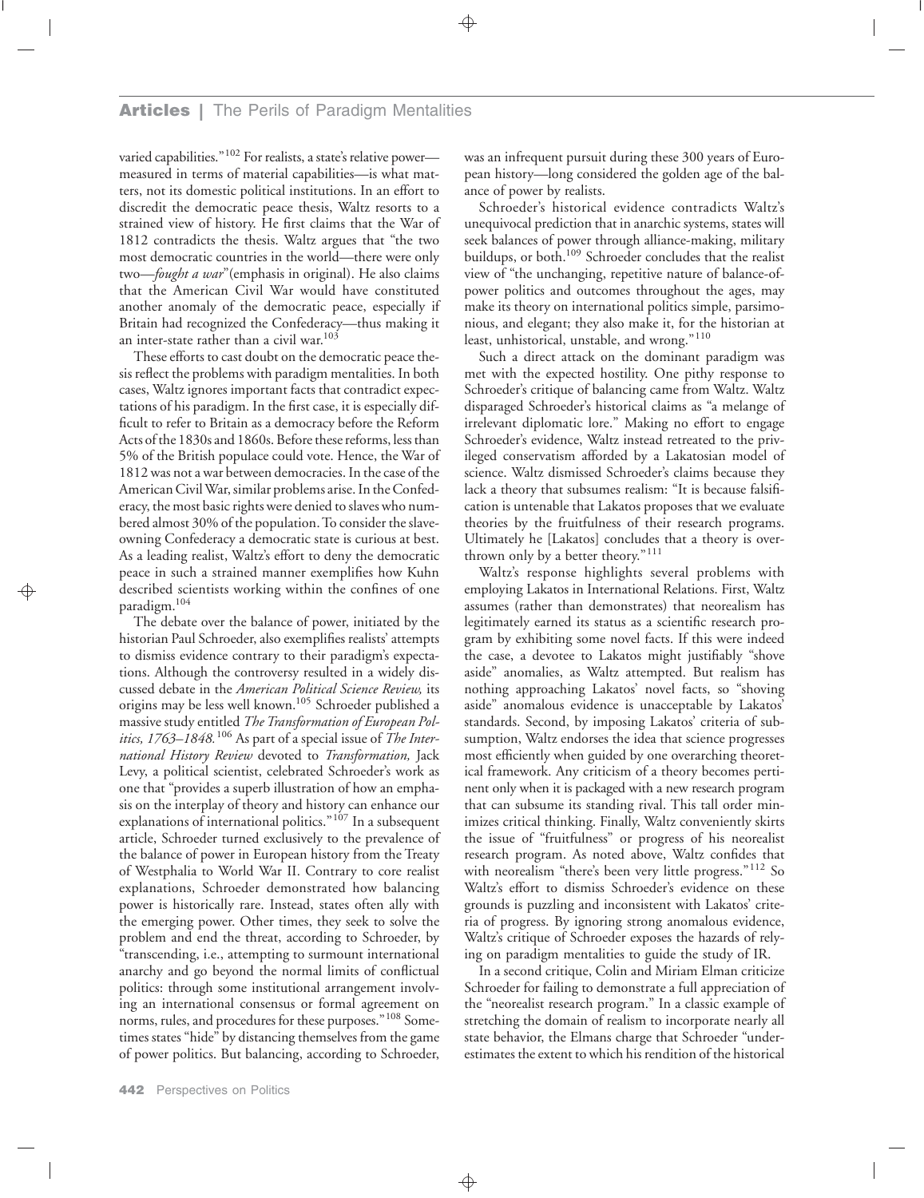varied capabilities."[102] For realists, a state's relative power—measured in terms of material capabilities—is what matters, not its domestic political institutions. In an effort to discredit the democratic peace thesis, Waltz resorts to a strained view of history. He first claims that the War of 1812 contradicts the thesis. Waltz argues that "the two most democratic countries in the world—there were only two—*fought a war*" (emphasis in original). He also claims that the American Civil War would have constituted another anomaly of the democratic peace, especially if Britain had recognized the Confederacy—thus making it an inter-state rather than a civil war.[103]

These efforts to cast doubt on the democratic peace thesis reflect the problems with paradigm mentalities. In both cases, Waltz ignores important facts that contradict expectations of his paradigm. In the first case, it is especially difficult to refer to Britain as a democracy before the Reform Acts of the 1830s and 1860s. Before these reforms, less than 5% of the British populace could vote. Hence, the War of 1812 was not a war between democracies. In the case of the American Civil War, similar problems arise. In the Confederacy, the most basic rights were denied to slaves who numbered almost 30% of the population. To consider the slave-owning Confederacy a democratic state is curious at best. As a leading realist, Waltz's effort to deny the democratic peace in such a strained manner exemplifies how Kuhn described scientists working within the confines of one paradigm.[104]

The debate over the balance of power, initiated by the historian Paul Schroeder, also exemplifies realists' attempts to dismiss evidence contrary to their paradigm's expectations. Although the controversy resulted in a widely discussed debate in the *American Political Science Review,* its origins may be less well known.[105] Schroeder published a massive study entitled *The Transformation of European Politics, 1763–1848.*[106] As part of a special issue of *The International History Review* devoted to *Transformation,* Jack Levy, a political scientist, celebrated Schroeder's work as one that "provides a superb illustration of how an emphasis on the interplay of theory and history can enhance our explanations of international politics."[107] In a subsequent article, Schroeder turned exclusively to the prevalence of the balance of power in European history from the Treaty of Westphalia to World War II. Contrary to core realist explanations, Schroeder demonstrated how balancing power is historically rare. Instead, states often ally with the emerging power. Other times, they seek to solve the problem and end the threat, according to Schroeder, by "transcending, i.e., attempting to surmount international anarchy and go beyond the normal limits of conflictual politics: through some institutional arrangement involving an international consensus or formal agreement on norms, rules, and procedures for these purposes."[108] Sometimes states "hide" by distancing themselves from the game of power politics. But balancing, according to Schroeder, was an infrequent pursuit during these 300 years of European history—long considered the golden age of the balance of power by realists.

Schroeder's historical evidence contradicts Waltz's unequivocal prediction that in anarchic systems, states will seek balances of power through alliance-making, military buildups, or both.[109] Schroeder concludes that the realist view of "the unchanging, repetitive nature of balance-of-power politics and outcomes throughout the ages, may make its theory on international politics simple, parsimonious, and elegant; they also make it, for the historian at least, unhistorical, unstable, and wrong."[110]

Such a direct attack on the dominant paradigm was met with the expected hostility. One pithy response to Schroeder's critique of balancing came from Waltz. Waltz disparaged Schroeder's historical claims as "a melange of irrelevant diplomatic lore." Making no effort to engage Schroeder's evidence, Waltz instead retreated to the privileged conservatism afforded by a Lakatosian model of science. Waltz dismissed Schroeder's claims because they lack a theory that subsumes realism: "It is because falsification is untenable that Lakatos proposes that we evaluate theories by the fruitfulness of their research programs. Ultimately he [Lakatos] concludes that a theory is overthrown only by a better theory."[111]

Waltz's response highlights several problems with employing Lakatos in International Relations. First, Waltz assumes (rather than demonstrates) that neorealism has legitimately earned its status as a scientific research program by exhibiting some novel facts. If this were indeed the case, a devotee to Lakatos might justifiably "shove aside" anomalies, as Waltz attempted. But realism has nothing approaching Lakatos' novel facts, so "shoving aside" anomalous evidence is unacceptable by Lakatos' standards. Second, by imposing Lakatos' criteria of subsumption, Waltz endorses the idea that science progresses most efficiently when guided by one overarching theoretical framework. Any criticism of a theory becomes pertinent only when it is packaged with a new research program that can subsume its standing rival. This tall order minimizes critical thinking. Finally, Waltz conveniently skirts the issue of "fruitfulness" or progress of his neorealist research program. As noted above, Waltz confides that with neorealism "there's been very little progress."[112] So Waltz's effort to dismiss Schroeder's evidence on these grounds is puzzling and inconsistent with Lakatos' criteria of progress. By ignoring strong anomalous evidence, Waltz's critique of Schroeder exposes the hazards of relying on paradigm mentalities to guide the study of IR.

In a second critique, Colin and Miriam Elman criticize Schroeder for failing to demonstrate a full appreciation of the "neorealist research program." In a classic example of stretching the domain of realism to incorporate nearly all state behavior, the Elmans charge that Schroeder "underestimates the extent to which his rendition of the historical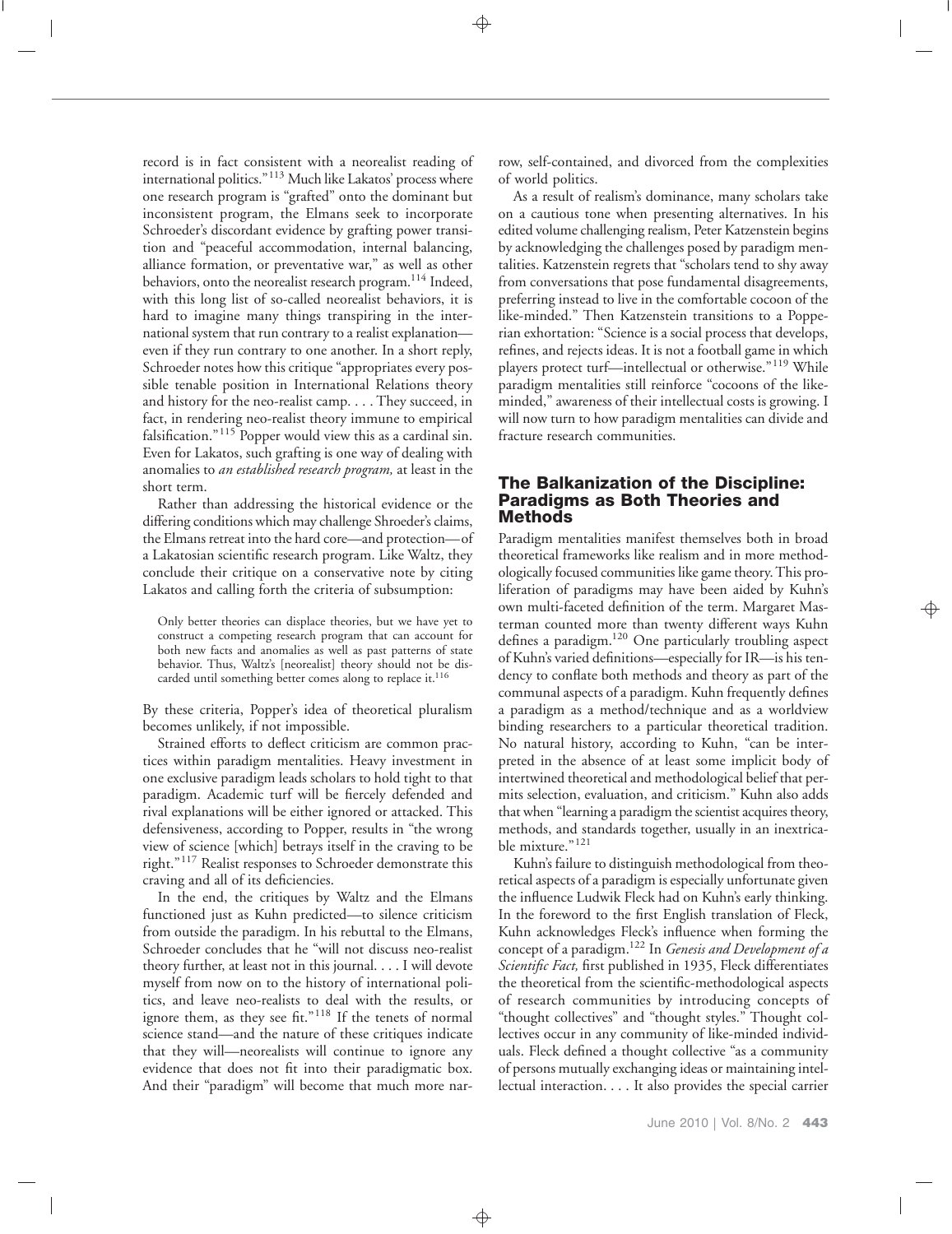record is in fact consistent with a neorealist reading of international politics."[113] Much like Lakatos' process where one research program is "grafted" onto the dominant but inconsistent program, the Elmans seek to incorporate Schroeder's discordant evidence by grafting power transition and "peaceful accommodation, internal balancing, alliance formation, or preventative war," as well as other behaviors, onto the neorealist research program.[114] Indeed, with this long list of so-called neorealist behaviors, it is hard to imagine many things transpiring in the international system that run contrary to a realist explanation—even if they run contrary to one another. In a short reply, Schroeder notes how this critique "appropriates every possible tenable position in International Relations theory and history for the neo-realist camp. . . . They succeed, in fact, in rendering neo-realist theory immune to empirical falsification."[115] Popper would view this as a cardinal sin. Even for Lakatos, such grafting is one way of dealing with anomalies to *an established research program,* at least in the short term.

Rather than addressing the historical evidence or the differing conditions which may challenge Shroeder's claims, the Elmans retreat into the hard core—and protection—of a Lakatosian scientific research program. Like Waltz, they conclude their critique on a conservative note by citing Lakatos and calling forth the criteria of subsumption:

> Only better theories can displace theories, but we have yet to construct a competing research program that can account for both new facts and anomalies as well as past patterns of state behavior. Thus, Waltz's [neorealist] theory should not be discarded until something better comes along to replace it.[116]

By these criteria, Popper's idea of theoretical pluralism becomes unlikely, if not impossible.

Strained efforts to deflect criticism are common practices within paradigm mentalities. Heavy investment in one exclusive paradigm leads scholars to hold tight to that paradigm. Academic turf will be fiercely defended and rival explanations will be either ignored or attacked. This defensiveness, according to Popper, results in "the wrong view of science [which] betrays itself in the craving to be right."[117] Realist responses to Schroeder demonstrate this craving and all of its deficiencies.

In the end, the critiques by Waltz and the Elmans functioned just as Kuhn predicted—to silence criticism from outside the paradigm. In his rebuttal to the Elmans, Schroeder concludes that he "will not discuss neo-realist theory further, at least not in this journal. . . . I will devote myself from now on to the history of international politics, and leave neo-realists to deal with the results, or ignore them, as they see fit."[118] If the tenets of normal science stand—and the nature of these critiques indicate that they will—neorealists will continue to ignore any evidence that does not fit into their paradigmatic box. And their "paradigm" will become that much more narrow, self-contained, and divorced from the complexities of world politics.

As a result of realism's dominance, many scholars take on a cautious tone when presenting alternatives. In his edited volume challenging realism, Peter Katzenstein begins by acknowledging the challenges posed by paradigm mentalities. Katzenstein regrets that "scholars tend to shy away from conversations that pose fundamental disagreements, preferring instead to live in the comfortable cocoon of the like-minded." Then Katzenstein transitions to a Popperian exhortation: "Science is a social process that develops, refines, and rejects ideas. It is not a football game in which players protect turf—intellectual or otherwise."[119] While paradigm mentalities still reinforce "cocoons of the like-minded," awareness of their intellectual costs is growing. I will now turn to how paradigm mentalities can divide and fracture research communities.

## The Balkanization of the Discipline: Paradigms as Both Theories and Methods

Paradigm mentalities manifest themselves both in broad theoretical frameworks like realism and in more methodologically focused communities like game theory. This proliferation of paradigms may have been aided by Kuhn's own multi-faceted definition of the term. Margaret Masterman counted more than twenty different ways Kuhn defines a paradigm.[120] One particularly troubling aspect of Kuhn's varied definitions—especially for IR—is his tendency to conflate both methods and theory as part of the communal aspects of a paradigm. Kuhn frequently defines a paradigm as a method/technique and as a worldview binding researchers to a particular theoretical tradition. No natural history, according to Kuhn, "can be interpreted in the absence of at least some implicit body of intertwined theoretical and methodological belief that permits selection, evaluation, and criticism." Kuhn also adds that when "learning a paradigm the scientist acquires theory, methods, and standards together, usually in an inextricable mixture."[121]

Kuhn's failure to distinguish methodological from theoretical aspects of a paradigm is especially unfortunate given the influence Ludwik Fleck had on Kuhn's early thinking. In the foreword to the first English translation of Fleck, Kuhn acknowledges Fleck's influence when forming the concept of a paradigm.[122] In *Genesis and Development of a Scientific Fact,* first published in 1935, Fleck differentiates the theoretical from the scientific-methodological aspects of research communities by introducing concepts of "thought collectives" and "thought styles." Thought collectives occur in any community of like-minded individuals. Fleck defined a thought collective "as a community of persons mutually exchanging ideas or maintaining intellectual interaction. . . . It also provides the special carrier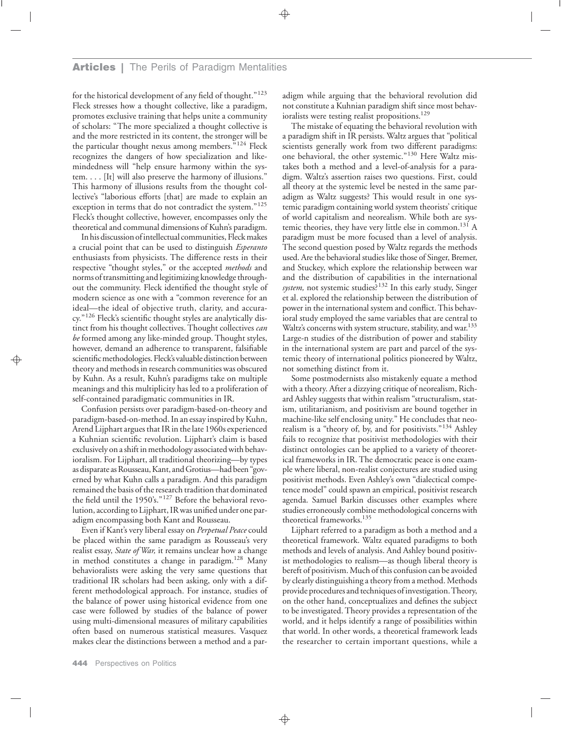for the historical development of any field of thought."[123] Fleck stresses how a thought collective, like a paradigm, promotes exclusive training that helps unite a community of scholars: "The more specialized a thought collective is and the more restricted in its content, the stronger will be the particular thought nexus among members."[124] Fleck recognizes the dangers of how specialization and like-mindedness will "help ensure harmony within the system. . . . [It] will also preserve the harmony of illusions." This harmony of illusions results from the thought collective's "laborious efforts [that] are made to explain an exception in terms that do not contradict the system."[125] Fleck's thought collective, however, encompasses only the theoretical and communal dimensions of Kuhn's paradigm.

In his discussion of intellectual communities, Fleck makes a crucial point that can be used to distinguish *Esperanto* enthusiasts from physicists. The difference rests in their respective "thought styles," or the accepted *methods* and norms of transmitting and legitimizing knowledge throughout the community. Fleck identified the thought style of modern science as one with a "common reverence for an ideal—the ideal of objective truth, clarity, and accuracy."[126] Fleck's scientific thought styles are analytically distinct from his thought collectives. Thought collectives *can be* formed among any like-minded group. Thought styles, however, demand an adherence to transparent, falsifiable scientific methodologies. Fleck's valuable distinction between theory and methods in research communities was obscured by Kuhn. As a result, Kuhn's paradigms take on multiple meanings and this multiplicity has led to a proliferation of self-contained paradigmatic communities in IR.

Confusion persists over paradigm-based-on-theory and paradigm-based-on-method. In an essay inspired by Kuhn, Arend Lijphart argues that IR in the late 1960s experienced a Kuhnian scientific revolution. Lijphart's claim is based exclusively on a shift in methodology associated with behavioralism. For Lijphart, all traditional theorizing—by types as disparate as Rousseau, Kant, and Grotius—had been "governed by what Kuhn calls a paradigm. And this paradigm remained the basis of the research tradition that dominated the field until the 1950's."[127] Before the behavioral revolution, according to Lijphart, IR was unified under one paradigm encompassing both Kant and Rousseau.

Even if Kant's very liberal essay on *Perpetual Peace* could be placed within the same paradigm as Rousseau's very realist essay, *State of War,* it remains unclear how a change in method constitutes a change in paradigm.[128] Many behavioralists were asking the very same questions that traditional IR scholars had been asking, only with a different methodological approach. For instance, studies of the balance of power using historical evidence from one case were followed by studies of the balance of power using multi-dimensional measures of military capabilities often based on numerous statistical measures. Vasquez makes clear the distinctions between a method and a paradigm while arguing that the behavioral revolution did not constitute a Kuhnian paradigm shift since most behavioralists were testing realist propositions.[129]

The mistake of equating the behavioral revolution with a paradigm shift in IR persists. Waltz argues that "political scientists generally work from two different paradigms: one behavioral, the other systemic."[130] Here Waltz mistakes both a method and a level-of-analysis for a paradigm. Waltz's assertion raises two questions. First, could all theory at the systemic level be nested in the same paradigm as Waltz suggests? This would result in one systemic paradigm containing world system theorists' critique of world capitalism and neorealism. While both are systemic theories, they have very little else in common.[131] A paradigm must be more focused than a level of analysis. The second question posed by Waltz regards the methods used. Are the behavioral studies like those of Singer, Bremer, and Stuckey, which explore the relationship between war and the distribution of capabilities in the international *system,* not systemic studies?[132] In this early study, Singer et al. explored the relationship between the distribution of power in the international system and conflict. This behavioral study employed the same variables that are central to Waltz's concerns with system structure, stability, and war.[133] Large-n studies of the distribution of power and stability in the international system are part and parcel of the systemic theory of international politics pioneered by Waltz, not something distinct from it.

Some postmodernists also mistakenly equate a method with a theory. After a dizzying critique of neorealism, Richard Ashley suggests that within realism "structuralism, statism, utilitarianism, and positivism are bound together in machine-like self enclosing unity." He concludes that neorealism is a "theory of, by, and for positivists."[134] Ashley fails to recognize that positivist methodologies with their distinct ontologies can be applied to a variety of theoretical frameworks in IR. The democratic peace is one example where liberal, non-realist conjectures are studied using positivist methods. Even Ashley's own "dialectical competence model" could spawn an empirical, positivist research agenda. Samuel Barkin discusses other examples where studies erroneously combine methodological concerns with theoretical frameworks.[135]

Lijphart referred to a paradigm as both a method and a theoretical framework. Waltz equated paradigms to both methods and levels of analysis. And Ashley bound positivist methodologies to realism—as though liberal theory is bereft of positivism. Much of this confusion can be avoided by clearly distinguishing a theory from a method. Methods provide procedures and techniques of investigation. Theory, on the other hand, conceptualizes and defines the subject to be investigated. Theory provides a representation of the world, and it helps identify a range of possibilities within that world. In other words, a theoretical framework leads the researcher to certain important questions, while a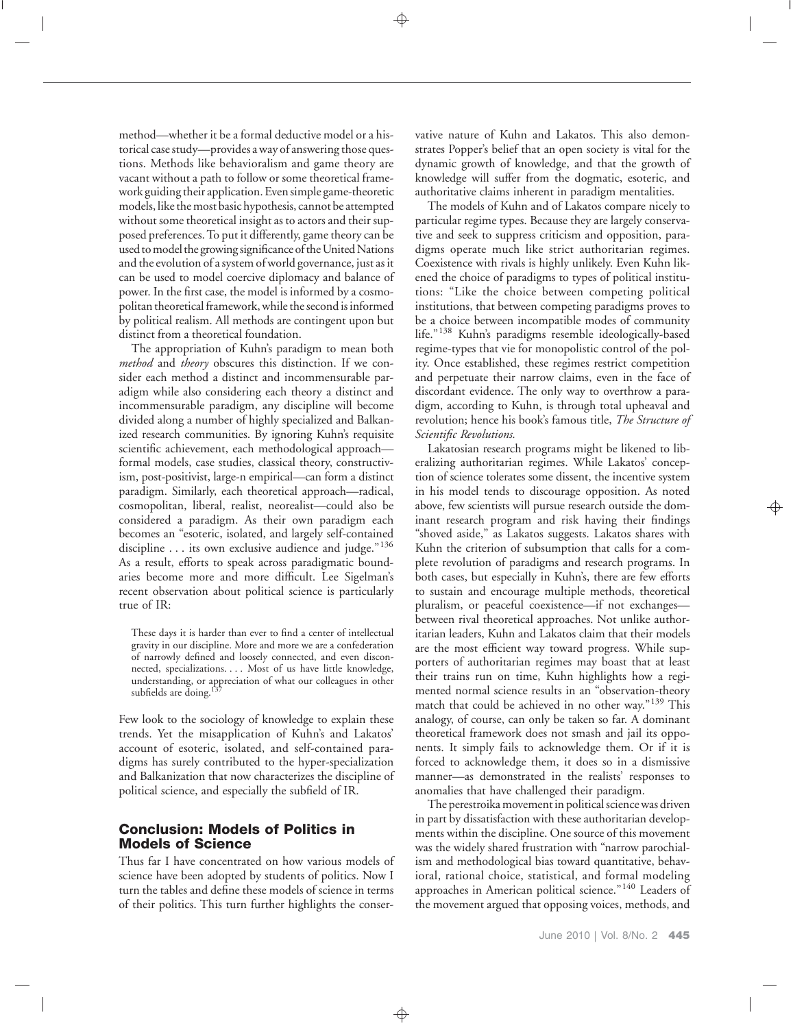method—whether it be a formal deductive model or a historical case study—provides a way of answering those questions. Methods like behavioralism and game theory are vacant without a path to follow or some theoretical framework guiding their application. Even simple game-theoretic models, like the most basic hypothesis, cannot be attempted without some theoretical insight as to actors and their supposed preferences. To put it differently, game theory can be used to model the growing significance of the United Nations and the evolution of a system of world governance, just as it can be used to model coercive diplomacy and balance of power. In the first case, the model is informed by a cosmopolitan theoretical framework, while the second is informed by political realism. All methods are contingent upon but distinct from a theoretical foundation.

The appropriation of Kuhn's paradigm to mean both *method* and *theory* obscures this distinction. If we consider each method a distinct and incommensurable paradigm while also considering each theory a distinct and incommensurable paradigm, any discipline will become divided along a number of highly specialized and Balkanized research communities. By ignoring Kuhn's requisite scientific achievement, each methodological approach—formal models, case studies, classical theory, constructivism, post-positivist, large-n empirical—can form a distinct paradigm. Similarly, each theoretical approach—radical, cosmopolitan, liberal, realist, neorealist—could also be considered a paradigm. As their own paradigm each becomes an "esoteric, isolated, and largely self-contained discipline . . . its own exclusive audience and judge."[136] As a result, efforts to speak across paradigmatic boundaries become more and more difficult. Lee Sigelman's recent observation about political science is particularly true of IR:

> These days it is harder than ever to find a center of intellectual gravity in our discipline. More and more we are a confederation of narrowly defined and loosely connected, and even disconnected, specializations. . . . Most of us have little knowledge, understanding, or appreciation of what our colleagues in other subfields are doing.[137]

Few look to the sociology of knowledge to explain these trends. Yet the misapplication of Kuhn's and Lakatos' account of esoteric, isolated, and self-contained paradigms has surely contributed to the hyper-specialization and Balkanization that now characterizes the discipline of political science, and especially the subfield of IR.

## Conclusion: Models of Politics in Models of Science

Thus far I have concentrated on how various models of science have been adopted by students of politics. Now I turn the tables and define these models of science in terms of their politics. This turn further highlights the conservative nature of Kuhn and Lakatos. This also demonstrates Popper's belief that an open society is vital for the dynamic growth of knowledge, and that the growth of knowledge will suffer from the dogmatic, esoteric, and authoritative claims inherent in paradigm mentalities.

The models of Kuhn and of Lakatos compare nicely to particular regime types. Because they are largely conservative and seek to suppress criticism and opposition, paradigms operate much like strict authoritarian regimes. Coexistence with rivals is highly unlikely. Even Kuhn likened the choice of paradigms to types of political institutions: "Like the choice between competing political institutions, that between competing paradigms proves to be a choice between incompatible modes of community life."[138] Kuhn's paradigms resemble ideologically-based regime-types that vie for monopolistic control of the polity. Once established, these regimes restrict competition and perpetuate their narrow claims, even in the face of discordant evidence. The only way to overthrow a paradigm, according to Kuhn, is through total upheaval and revolution; hence his book's famous title, *The Structure of Scientific Revolutions.*

Lakatosian research programs might be likened to liberalizing authoritarian regimes. While Lakatos' conception of science tolerates some dissent, the incentive system in his model tends to discourage opposition. As noted above, few scientists will pursue research outside the dominant research program and risk having their findings "shoved aside," as Lakatos suggests. Lakatos shares with Kuhn the criterion of subsumption that calls for a complete revolution of paradigms and research programs. In both cases, but especially in Kuhn's, there are few efforts to sustain and encourage multiple methods, theoretical pluralism, or peaceful coexistence—if not exchanges—between rival theoretical approaches. Not unlike authoritarian leaders, Kuhn and Lakatos claim that their models are the most efficient way toward progress. While supporters of authoritarian regimes may boast that at least their trains run on time, Kuhn highlights how a regimented normal science results in an "observation-theory match that could be achieved in no other way."[139] This analogy, of course, can only be taken so far. A dominant theoretical framework does not smash and jail its opponents. It simply fails to acknowledge them. Or if it is forced to acknowledge them, it does so in a dismissive manner—as demonstrated in the realists' responses to anomalies that have challenged their paradigm.

The perestroika movement in political science was driven in part by dissatisfaction with these authoritarian developments within the discipline. One source of this movement was the widely shared frustration with "narrow parochialism and methodological bias toward quantitative, behavioral, rational choice, statistical, and formal modeling approaches in American political science."[140] Leaders of the movement argued that opposing voices, methods, and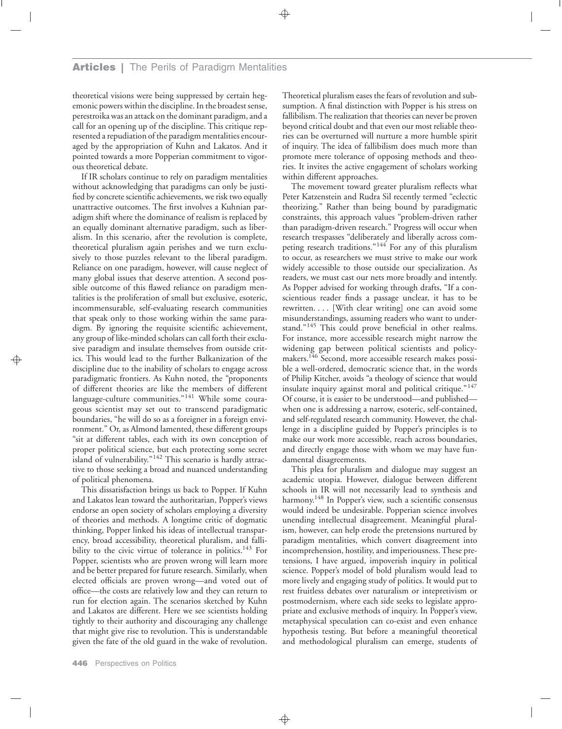theoretical visions were being suppressed by certain hegemonic powers within the discipline. In the broadest sense, perestroika was an attack on the dominant paradigm, and a call for an opening up of the discipline. This critique represented a repudiation of the paradigm mentalities encouraged by the appropriation of Kuhn and Lakatos. And it pointed towards a more Popperian commitment to vigorous theoretical debate.

If IR scholars continue to rely on paradigm mentalities without acknowledging that paradigms can only be justified by concrete scientific achievements, we risk two equally unattractive outcomes. The first involves a Kuhnian paradigm shift where the dominance of realism is replaced by an equally dominant alternative paradigm, such as liberalism. In this scenario, after the revolution is complete, theoretical pluralism again perishes and we turn exclusively to those puzzles relevant to the liberal paradigm. Reliance on one paradigm, however, will cause neglect of many global issues that deserve attention. A second possible outcome of this flawed reliance on paradigm mentalities is the proliferation of small but exclusive, esoteric, incommensurable, self-evaluating research communities that speak only to those working within the same paradigm. By ignoring the requisite scientific achievement, any group of like-minded scholars can call forth their exclusive paradigm and insulate themselves from outside critics. This would lead to the further Balkanization of the discipline due to the inability of scholars to engage across paradigmatic frontiers. As Kuhn noted, the "proponents of different theories are like the members of different language-culture communities."[141] While some courageous scientist may set out to transcend paradigmatic boundaries, "he will do so as a foreigner in a foreign environment." Or, as Almond lamented, these different groups "sit at different tables, each with its own conception of proper political science, but each protecting some secret island of vulnerability."[142] This scenario is hardly attractive to those seeking a broad and nuanced understanding of political phenomena.

This dissatisfaction brings us back to Popper. If Kuhn and Lakatos lean toward the authoritarian, Popper's views endorse an open society of scholars employing a diversity of theories and methods. A longtime critic of dogmatic thinking, Popper linked his ideas of intellectual transparency, broad accessibility, theoretical pluralism, and fallibility to the civic virtue of tolerance in politics.[143] For Popper, scientists who are proven wrong will learn more and be better prepared for future research. Similarly, when elected officials are proven wrong—and voted out of office—the costs are relatively low and they can return to run for election again. The scenarios sketched by Kuhn and Lakatos are different. Here we see scientists holding tightly to their authority and discouraging any challenge that might give rise to revolution. This is understandable given the fate of the old guard in the wake of revolution. Theoretical pluralism eases the fears of revolution and subsumption. A final distinction with Popper is his stress on fallibilism. The realization that theories can never be proven beyond critical doubt and that even our most reliable theories can be overturned will nurture a more humble spirit of inquiry. The idea of fallibilism does much more than promote mere tolerance of opposing methods and theories. It invites the active engagement of scholars working within different approaches.

The movement toward greater pluralism reflects what Peter Katzenstein and Rudra Sil recently termed "eclectic theorizing." Rather than being bound by paradigmatic constraints, this approach values "problem-driven rather than paradigm-driven research." Progress will occur when research trespasses "deliberately and liberally across competing research traditions."[144] For any of this pluralism to occur, as researchers we must strive to make our work widely accessible to those outside our specialization. As readers, we must cast our nets more broadly and intently. As Popper advised for working through drafts, "If a conscientious reader finds a passage unclear, it has to be rewritten. . . . [With clear writing] one can avoid some misunderstandings, assuming readers who want to understand."[145] This could prove beneficial in other realms. For instance, more accessible research might narrow the widening gap between political scientists and policymakers.[146] Second, more accessible research makes possible a well-ordered, democratic science that, in the words of Philip Kitcher, avoids "a theology of science that would insulate inquiry against moral and political critique."[147] Of course, it is easier to be understood—and published—when one is addressing a narrow, esoteric, self-contained, and self-regulated research community. However, the challenge in a discipline guided by Popper's principles is to make our work more accessible, reach across boundaries, and directly engage those with whom we may have fundamental disagreements.

This plea for pluralism and dialogue may suggest an academic utopia. However, dialogue between different schools in IR will not necessarily lead to synthesis and harmony.[148] In Popper's view, such a scientific consensus would indeed be undesirable. Popperian science involves unending intellectual disagreement. Meaningful pluralism, however, can help erode the pretensions nurtured by paradigm mentalities, which convert disagreement into incomprehension, hostility, and imperiousness. These pretensions, I have argued, impoverish inquiry in political science. Popper's model of bold pluralism would lead to more lively and engaging study of politics. It would put to rest fruitless debates over naturalism or intepretivism or postmodernism, where each side seeks to legislate appropriate and exclusive methods of inquiry. In Popper's view, metaphysical speculation can co-exist and even enhance hypothesis testing. But before a meaningful theoretical and methodological pluralism can emerge, students of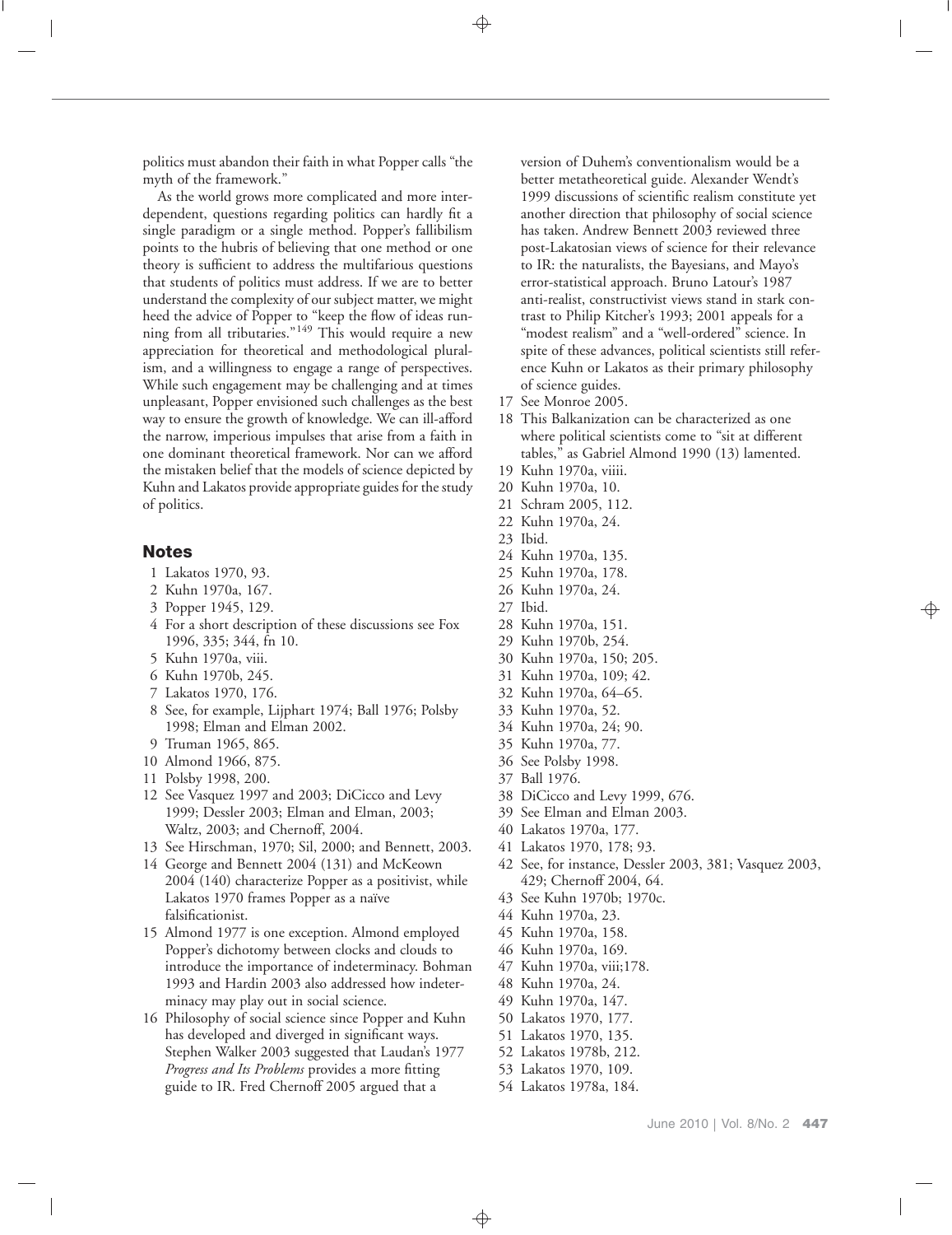politics must abandon their faith in what Popper calls "the myth of the framework."

As the world grows more complicated and more interdependent, questions regarding politics can hardly fit a single paradigm or a single method. Popper's fallibilism points to the hubris of believing that one method or one theory is sufficient to address the multifarious questions that students of politics must address. If we are to better understand the complexity of our subject matter, we might heed the advice of Popper to "keep the flow of ideas running from all tributaries."[149] This would require a new appreciation for theoretical and methodological pluralism, and a willingness to engage a range of perspectives. While such engagement may be challenging and at times unpleasant, Popper envisioned such challenges as the best way to ensure the growth of knowledge. We can ill-afford the narrow, imperious impulses that arise from a faith in one dominant theoretical framework. Nor can we afford the mistaken belief that the models of science depicted by Kuhn and Lakatos provide appropriate guides for the study of politics.

## Notes

1 Lakatos 1970, 93.
2 Kuhn 1970a, 167.
3 Popper 1945, 129.
4 For a short description of these discussions see Fox 1996, 335; 344, fn 10.
5 Kuhn 1970a, viii.
6 Kuhn 1970b, 245.
7 Lakatos 1970, 176.
8 See, for example, Lijphart 1974; Ball 1976; Polsby 1998; Elman and Elman 2002.
9 Truman 1965, 865.
10 Almond 1966, 875.
11 Polsby 1998, 200.
12 See Vasquez 1997 and 2003; DiCicco and Levy 1999; Dessler 2003; Elman and Elman, 2003; Waltz, 2003; and Chernoff, 2004.
13 See Hirschman, 1970; Sil, 2000; and Bennett, 2003.
14 George and Bennett 2004 (131) and McKeown 2004 (140) characterize Popper as a positivist, while Lakatos 1970 frames Popper as a naïve falsificationist.
15 Almond 1977 is one exception. Almond employed Popper's dichotomy between clocks and clouds to introduce the importance of indeterminacy. Bohman 1993 and Hardin 2003 also addressed how indeterminacy may play out in social science.
16 Philosophy of social science since Popper and Kuhn has developed and diverged in significant ways. Stephen Walker 2003 suggested that Laudan's 1977 *Progress and Its Problems* provides a more fitting guide to IR. Fred Chernoff 2005 argued that a version of Duhem's conventionalism would be a better metatheoretical guide. Alexander Wendt's 1999 discussions of scientific realism constitute yet another direction that philosophy of social science has taken. Andrew Bennett 2003 reviewed three post-Lakatosian views of science for their relevance to IR: the naturalists, the Bayesians, and Mayo's error-statistical approach. Bruno Latour's 1987 anti-realist, constructivist views stand in stark contrast to Philip Kitcher's 1993; 2001 appeals for a "modest realism" and a "well-ordered" science. In spite of these advances, political scientists still reference Kuhn or Lakatos as their primary philosophy of science guides.
17 See Monroe 2005.
18 This Balkanization can be characterized as one where political scientists come to "sit at different tables," as Gabriel Almond 1990 (13) lamented.
19 Kuhn 1970a, viiii.
20 Kuhn 1970a, 10.
21 Schram 2005, 112.
22 Kuhn 1970a, 24.
23 Ibid.
24 Kuhn 1970a, 135.
25 Kuhn 1970a, 178.
26 Kuhn 1970a, 24.
27 Ibid.
28 Kuhn 1970a, 151.
29 Kuhn 1970b, 254.
30 Kuhn 1970a, 150; 205.
31 Kuhn 1970a, 109; 42.
32 Kuhn 1970a, 64–65.
33 Kuhn 1970a, 52.
34 Kuhn 1970a, 24; 90.
35 Kuhn 1970a, 77.
36 See Polsby 1998.
37 Ball 1976.
38 DiCicco and Levy 1999, 676.
39 See Elman and Elman 2003.
40 Lakatos 1970a, 177.
41 Lakatos 1970, 178; 93.
42 See, for instance, Dessler 2003, 381; Vasquez 2003, 429; Chernoff 2004, 64.
43 See Kuhn 1970b; 1970c.
44 Kuhn 1970a, 23.
45 Kuhn 1970a, 158.
46 Kuhn 1970a, 169.
47 Kuhn 1970a, viii;178.
48 Kuhn 1970a, 24.
49 Kuhn 1970a, 147.
50 Lakatos 1970, 177.
51 Lakatos 1970, 135.
52 Lakatos 1978b, 212.
53 Lakatos 1970, 109.
54 Lakatos 1978a, 184.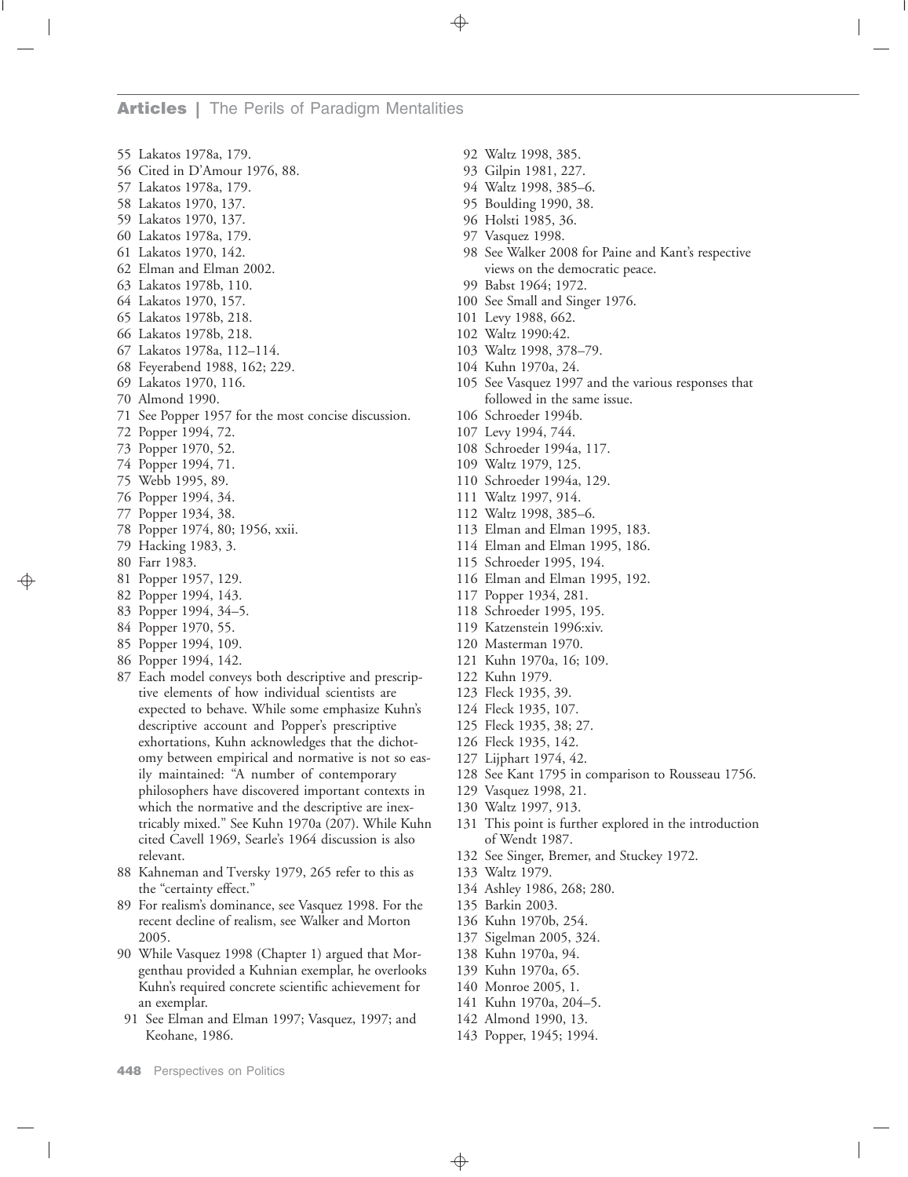55 Lakatos 1978a, 179.
56 Cited in D'Amour 1976, 88.
57 Lakatos 1978a, 179.
58 Lakatos 1970, 137.
59 Lakatos 1970, 137.
60 Lakatos 1978a, 179.
61 Lakatos 1970, 142.
62 Elman and Elman 2002.
63 Lakatos 1978b, 110.
64 Lakatos 1970, 157.
65 Lakatos 1978b, 218.
66 Lakatos 1978b, 218.
67 Lakatos 1978a, 112–114.
68 Feyerabend 1988, 162; 229.
69 Lakatos 1970, 116.
70 Almond 1990.
71 See Popper 1957 for the most concise discussion.
72 Popper 1994, 72.
73 Popper 1970, 52.
74 Popper 1994, 71.
75 Webb 1995, 89.
76 Popper 1994, 34.
77 Popper 1934, 38.
78 Popper 1974, 80; 1956, xxii.
79 Hacking 1983, 3.
80 Farr 1983.
81 Popper 1957, 129.
82 Popper 1994, 143.
83 Popper 1994, 34–5.
84 Popper 1970, 55.
85 Popper 1994, 109.
86 Popper 1994, 142.
87 Each model conveys both descriptive and prescriptive elements of how individual scientists are expected to behave. While some emphasize Kuhn's descriptive account and Popper's prescriptive exhortations, Kuhn acknowledges that the dichotomy between empirical and normative is not so easily maintained: "A number of contemporary philosophers have discovered important contexts in which the normative and the descriptive are inextricably mixed." See Kuhn 1970a (207). While Kuhn cited Cavell 1969, Searle's 1964 discussion is also relevant.
88 Kahneman and Tversky 1979, 265 refer to this as the "certainty effect."
89 For realism's dominance, see Vasquez 1998. For the recent decline of realism, see Walker and Morton 2005.
90 While Vasquez 1998 (Chapter 1) argued that Morgenthau provided a Kuhnian exemplar, he overlooks Kuhn's required concrete scientific achievement for an exemplar.
91 See Elman and Elman 1997; Vasquez, 1997; and Keohane, 1986.
92 Waltz 1998, 385.
93 Gilpin 1981, 227.
94 Waltz 1998, 385–6.
95 Boulding 1990, 38.
96 Holsti 1985, 36.
97 Vasquez 1998.
98 See Walker 2008 for Paine and Kant's respective views on the democratic peace.
99 Babst 1964; 1972.
100 See Small and Singer 1976.
101 Levy 1988, 662.
102 Waltz 1990:42.
103 Waltz 1998, 378–79.
104 Kuhn 1970a, 24.
105 See Vasquez 1997 and the various responses that followed in the same issue.
106 Schroeder 1994b.
107 Levy 1994, 744.
108 Schroeder 1994a, 117.
109 Waltz 1979, 125.
110 Schroeder 1994a, 129.
111 Waltz 1997, 914.
112 Waltz 1998, 385–6.
113 Elman and Elman 1995, 183.
114 Elman and Elman 1995, 186.
115 Schroeder 1995, 194.
116 Elman and Elman 1995, 192.
117 Popper 1934, 281.
118 Schroeder 1995, 195.
119 Katzenstein 1996:xiv.
120 Masterman 1970.
121 Kuhn 1970a, 16; 109.
122 Kuhn 1979.
123 Fleck 1935, 39.
124 Fleck 1935, 107.
125 Fleck 1935, 38; 27.
126 Fleck 1935, 142.
127 Lijphart 1974, 42.
128 See Kant 1795 in comparison to Rousseau 1756.
129 Vasquez 1998, 21.
130 Waltz 1997, 913.
131 This point is further explored in the introduction of Wendt 1987.
132 See Singer, Bremer, and Stuckey 1972.
133 Waltz 1979.
134 Ashley 1986, 268; 280.
135 Barkin 2003.
136 Kuhn 1970b, 254.
137 Sigelman 2005, 324.
138 Kuhn 1970a, 94.
139 Kuhn 1970a, 65.
140 Monroe 2005, 1.
141 Kuhn 1970a, 204–5.
142 Almond 1990, 13.
143 Popper, 1945; 1994.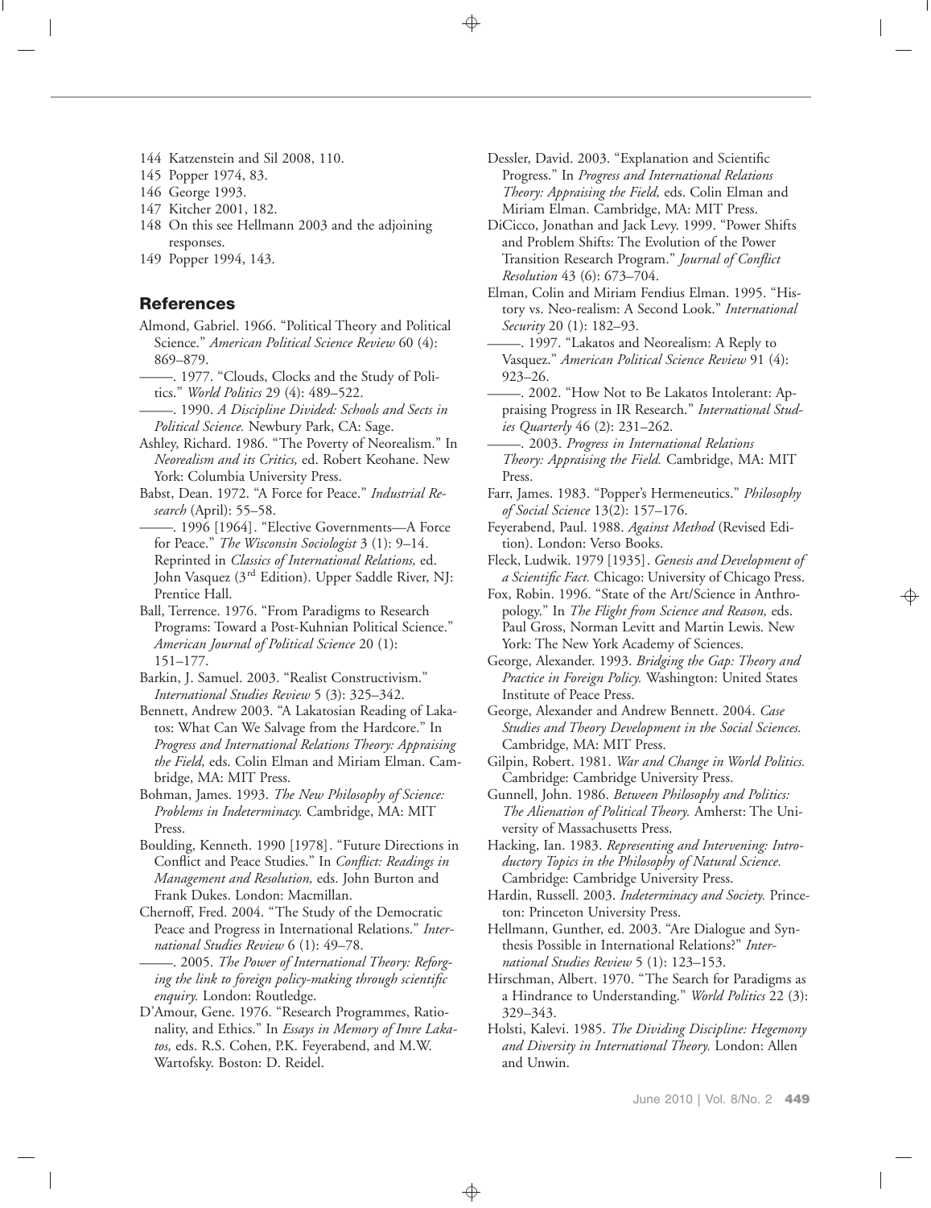144 Katzenstein and Sil 2008, 110.
145 Popper 1974, 83.
146 George 1993.
147 Kitcher 2001, 182.
148 On this see Hellmann 2003 and the adjoining responses.
149 Popper 1994, 143.

## References

Almond, Gabriel. 1966. "Political Theory and Political Science." *American Political Science Review* 60 (4): 869–879.

———. 1977. "Clouds, Clocks and the Study of Politics." *World Politics* 29 (4): 489–522.

———. 1990. *A Discipline Divided: Schools and Sects in Political Science.* Newbury Park, CA: Sage.

Ashley, Richard. 1986. "The Poverty of Neorealism." In *Neorealism and its Critics,* ed. Robert Keohane. New York: Columbia University Press.

Babst, Dean. 1972. "A Force for Peace." *Industrial Research* (April): 55–58.

———. 1996 [1964]. "Elective Governments—A Force for Peace." *The Wisconsin Sociologist* 3 (1): 9–14. Reprinted in *Classics of International Relations,* ed. John Vasquez (3rd Edition). Upper Saddle River, NJ: Prentice Hall.

Ball, Terrence. 1976. "From Paradigms to Research Programs: Toward a Post-Kuhnian Political Science." *American Journal of Political Science* 20 (1): 151–177.

Barkin, J. Samuel. 2003. "Realist Constructivism." *International Studies Review* 5 (3): 325–342.

Bennett, Andrew 2003. "A Lakatosian Reading of Lakatos: What Can We Salvage from the Hardcore." In *Progress and International Relations Theory: Appraising the Field,* eds. Colin Elman and Miriam Elman. Cambridge, MA: MIT Press.

Bohman, James. 1993. *The New Philosophy of Science: Problems in Indeterminacy.* Cambridge, MA: MIT Press.

Boulding, Kenneth. 1990 [1978]. "Future Directions in Conflict and Peace Studies." In *Conflict: Readings in Management and Resolution,* eds. John Burton and Frank Dukes. London: Macmillan.

Chernoff, Fred. 2004. "The Study of the Democratic Peace and Progress in International Relations." *International Studies Review* 6 (1): 49–78.

———. 2005. *The Power of International Theory: Reforging the link to foreign policy-making through scientific enquiry.* London: Routledge.

D'Amour, Gene. 1976. "Research Programmes, Rationality, and Ethics." In *Essays in Memory of Imre Lakatos,* eds. R.S. Cohen, P.K. Feyerabend, and M.W. Wartofsky. Boston: D. Reidel.

Dessler, David. 2003. "Explanation and Scientific Progress." In *Progress and International Relations Theory: Appraising the Field,* eds. Colin Elman and Miriam Elman. Cambridge, MA: MIT Press.

DiCicco, Jonathan and Jack Levy. 1999. "Power Shifts and Problem Shifts: The Evolution of the Power Transition Research Program." *Journal of Conflict Resolution* 43 (6): 673–704.

Elman, Colin and Miriam Fendius Elman. 1995. "History vs. Neo-realism: A Second Look." *International Security* 20 (1): 182–93.

———. 1997. "Lakatos and Neorealism: A Reply to Vasquez." *American Political Science Review* 91 (4): 923–26.

———. 2002. "How Not to Be Lakatos Intolerant: Appraising Progress in IR Research." *International Studies Quarterly* 46 (2): 231–262.

———. 2003. *Progress in International Relations Theory: Appraising the Field.* Cambridge, MA: MIT Press.

Farr, James. 1983. "Popper's Hermeneutics." *Philosophy of Social Science* 13(2): 157–176.

Feyerabend, Paul. 1988. *Against Method* (Revised Edition). London: Verso Books.

Fleck, Ludwik. 1979 [1935]. *Genesis and Development of a Scientific Fact.* Chicago: University of Chicago Press.

Fox, Robin. 1996. "State of the Art/Science in Anthropology." In *The Flight from Science and Reason,* eds. Paul Gross, Norman Levitt and Martin Lewis. New York: The New York Academy of Sciences.

George, Alexander. 1993. *Bridging the Gap: Theory and Practice in Foreign Policy.* Washington: United States Institute of Peace Press.

George, Alexander and Andrew Bennett. 2004. *Case Studies and Theory Development in the Social Sciences.* Cambridge, MA: MIT Press.

Gilpin, Robert. 1981. *War and Change in World Politics.* Cambridge: Cambridge University Press.

Gunnell, John. 1986. *Between Philosophy and Politics: The Alienation of Political Theory.* Amherst: The University of Massachusetts Press.

Hacking, Ian. 1983. *Representing and Intervening: Introductory Topics in the Philosophy of Natural Science.* Cambridge: Cambridge University Press.

Hardin, Russell. 2003. *Indeterminacy and Society.* Princeton: Princeton University Press.

Hellmann, Gunther, ed. 2003. "Are Dialogue and Synthesis Possible in International Relations?" *International Studies Review* 5 (1): 123–153.

Hirschman, Albert. 1970. "The Search for Paradigms as a Hindrance to Understanding." *World Politics* 22 (3): 329–343.

Holsti, Kalevi. 1985. *The Dividing Discipline: Hegemony and Diversity in International Theory.* London: Allen and Unwin.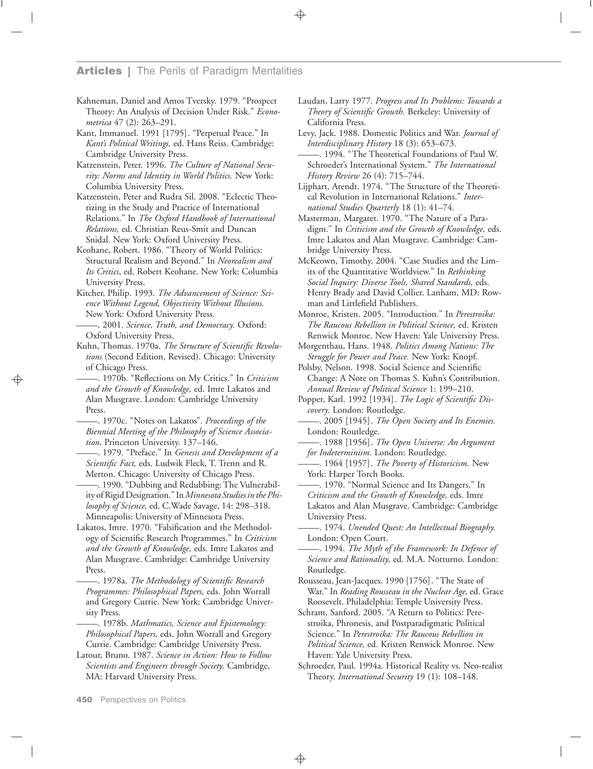Kahneman, Daniel and Amos Tversky. 1979. "Prospect Theory: An Analysis of Decision Under Risk." *Econometrica* 47 (2): 263–291.

Kant, Immanuel. 1991 [1795]. "Perpetual Peace." In *Kant's Political Writings,* ed. Hans Reiss. Cambridge: Cambridge University Press.

Katzenstein, Peter. 1996. *The Culture of National Security: Norms and Identity in World Politics.* New York: Columbia University Press.

Katzenstein, Peter and Rudra Sil. 2008. "Eclectic Theorizing in the Study and Practice of International Relations." In *The Oxford Handbook of International Relations,* ed. Christian Reus-Smit and Duncan Snidal. New York: Oxford University Press.

Keohane, Robert. 1986. "Theory of World Politics: Structural Realism and Beyond." In *Neorealism and Its Critics*, ed. Robert Keohane. New York: Columbia University Press.

Kitcher, Philip. 1993. *The Advancement of Science: Science Without Legend, Objectivity Without Illusions.* New York: Oxford University Press.

———. 2001. *Science, Truth, and Democracy.* Oxford: Oxford University Press.

Kuhn, Thomas. 1970a. *The Structure of Scientific Revolutions* (Second Edition, Revised). Chicago: University of Chicago Press.

———. 1970b. "Reflections on My Critics." In *Criticism and the Growth of Knowledge,* ed. Imre Lakatos and Alan Musgrave. London: Cambridge University Press.

———. 1970c. "Notes on Lakatos". *Proceedings of the Biennial Meeting of the Philosophy of Science Association,* Princeton University. 137–146.

———. 1979. "Preface." In *Genesis and Development of a Scientific Fact,* eds. Ludwik Fleck, T. Trenn and R. Merton. Chicago: University of Chicago Press.

———. 1990. "Dubbing and Redubbing: The Vulnerability of Rigid Designation." In *Minnesota Studies in the Philosophy of Science,* ed. C.Wade Savage, 14: 298–318. Minneapolis: University of Minnesota Press.

Lakatos, Imre. 1970. "Falsification and the Methodology of Scientific Research Programmes." In *Criticism and the Growth of Knowledge,* eds. Imre Lakatos and Alan Musgrave. Cambridge: Cambridge University Press.

———. 1978a. *The Methodology of Scientific Research Programmes: Philosophical Papers,* eds. John Worrall and Gregory Currie. New York: Cambridge University Press.

———. 1978b. *Mathmatics, Science and Epistemology: Philosophical Papers,* eds. John Worrall and Gregory Currie. Cambridge: Cambridge University Press.

Latour, Bruno. 1987. *Science in Action: How to Follow Scientists and Engineers through Society.* Cambridge, MA: Harvard University Press.

Laudan, Larry 1977. *Progress and Its Problems: Towards a Theory of Scientific Growth.* Berkeley: University of California Press.

Levy, Jack. 1988. Domestic Politics and War. *Journal of Interdisciplinary History* 18 (3): 653–673.

———. 1994. "The Theoretical Foundations of Paul W. Schroeder's International System." *The International History Review* 26 (4): 715–744.

Lijphart, Arendt. 1974. "The Structure of the Theoretical Revolution in International Relations." *International Studies Quarterly* 18 (1): 41–74.

Masterman, Margaret. 1970. "The Nature of a Paradigm." In *Criticism and the Growth of Knowledge,* eds. Imre Lakatos and Alan Musgrave. Cambridge: Cambridge University Press.

McKeown, Timothy. 2004. "Case Studies and the Limits of the Quantitative Worldview." In *Rethinking Social Inquiry: Diverse Tools, Shared Standards,* eds. Henry Brady and David Collier. Lanham, MD: Rowman and Littlefield Publishers.

Monroe, Kristen. 2005. "Introduction." In *Perestroika: The Raucous Rebellion in Political Science,* ed. Kristen Renwick Monroe. New Haven: Yale University Press.

Morgenthau, Hans. 1948. *Politics Among Nations: The Struggle for Power and Peace.* New York: Knopf.

Polsby, Nelson. 1998. Social Science and Scientific Change: A Note on Thomas S. Kuhn's Contribution. *Annual Review of Political Science* 1: 199–210.

Popper, Karl. 1992 [1934]. *The Logic of Scientific Discovery.* London: Routledge.

———. 2005 [1945]. *The Open Society and Its Enemies.* London: Routledge.

———. 1988 [1956]. *The Open Universe: An Argument for Indeterminism.* London: Routledge.

———. 1964 [1957]. *The Poverty of Historicism.* New York: Harper Torch Books.

———. 1970. "Normal Science and Its Dangers." In *Criticism and the Growth of Knowledge,* eds. Imre Lakatos and Alan Musgrave. Cambridge: Cambridge University Press.

———. 1974. *Unended Quest: An Intellectual Biography.* London: Open Court.

———. 1994. *The Myth of the Framework: In Defence of Science and Rationality,* ed. M.A. Notturno. London: Routledge.

Rousseau, Jean-Jacques. 1990 [1756]. "The State of War." In *Reading Rousseau in the Nuclear Age,* ed. Grace Roosevelt. Philadelphia: Temple University Press.

Schram, Sanford. 2005. "A Return to Politics: Perestroika, Phronesis, and Postparadigmatic Political Science." In *Perestroika: The Raucous Rebellion in Political Science,* ed. Kristen Renwick Monroe. New Haven: Yale University Press.

Schroeder, Paul. 1994a. Historical Reality vs. Neo-realist Theory. *International Security* 19 (1): 108–148.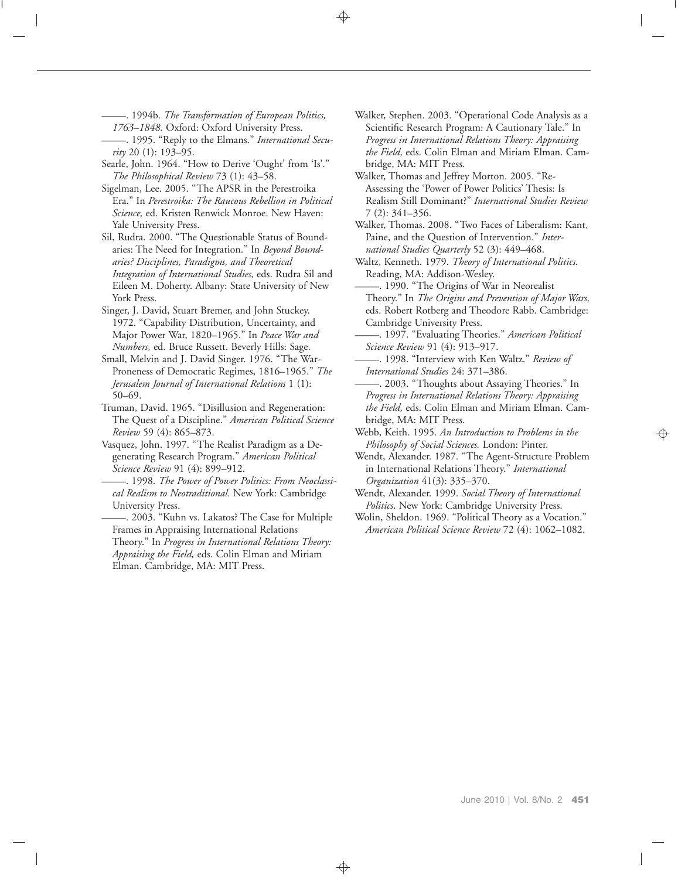———. 1994b. *The Transformation of European Politics, 1763–1848.* Oxford: Oxford University Press.

———. 1995. "Reply to the Elmans." *International Security* 20 (1): 193–95.

Searle, John. 1964. "How to Derive 'Ought' from 'Is'." *The Philosophical Review* 73 (1): 43–58.

Sigelman, Lee. 2005. "The APSR in the Perestroika Era." In *Perestroika: The Raucous Rebellion in Political Science,* ed. Kristen Renwick Monroe. New Haven: Yale University Press.

Sil, Rudra. 2000. "The Questionable Status of Boundaries: The Need for Integration." In *Beyond Boundaries? Disciplines, Paradigms, and Theoretical Integration of International Studies,* eds. Rudra Sil and Eileen M. Doherty. Albany: State University of New York Press.

Singer, J. David, Stuart Bremer, and John Stuckey. 1972. "Capability Distribution, Uncertainty, and Major Power War, 1820–1965." In *Peace War and Numbers,* ed. Bruce Russett. Beverly Hills: Sage.

Small, Melvin and J. David Singer. 1976. "The War-Proneness of Democratic Regimes, 1816–1965." *The Jerusalem Journal of International Relations* 1 (1): 50–69.

Truman, David. 1965. "Disillusion and Regeneration: The Quest of a Discipline." *American Political Science Review* 59 (4): 865–873.

Vasquez, John. 1997. "The Realist Paradigm as a Degenerating Research Program." *American Political Science Review* 91 (4): 899–912.

———. 1998. *The Power of Power Politics: From Neoclassical Realism to Neotraditional.* New York: Cambridge University Press.

———. 2003. "Kuhn vs. Lakatos? The Case for Multiple Frames in Appraising International Relations Theory." In *Progress in International Relations Theory: Appraising the Field,* eds. Colin Elman and Miriam Elman. Cambridge, MA: MIT Press.

Walker, Stephen. 2003. "Operational Code Analysis as a Scientific Research Program: A Cautionary Tale." In *Progress in International Relations Theory: Appraising the Field,* eds. Colin Elman and Miriam Elman. Cambridge, MA: MIT Press.

Walker, Thomas and Jeffrey Morton. 2005. "Re-Assessing the 'Power of Power Politics' Thesis: Is Realism Still Dominant?" *International Studies Review* 7 (2): 341–356.

Walker, Thomas. 2008. "Two Faces of Liberalism: Kant, Paine, and the Question of Intervention." *International Studies Quarterly* 52 (3): 449–468.

Waltz, Kenneth. 1979. *Theory of International Politics.* Reading, MA: Addison-Wesley.

———. 1990. "The Origins of War in Neorealist Theory." In *The Origins and Prevention of Major Wars,* eds. Robert Rotberg and Theodore Rabb. Cambridge: Cambridge University Press.

———. 1997. "Evaluating Theories." *American Political Science Review* 91 (4): 913–917.

———. 1998. "Interview with Ken Waltz." *Review of International Studies* 24: 371–386.

———. 2003. "Thoughts about Assaying Theories." In *Progress in International Relations Theory: Appraising the Field,* eds. Colin Elman and Miriam Elman. Cambridge, MA: MIT Press.

Webb, Keith. 1995. *An Introduction to Problems in the Philosophy of Social Sciences.* London: Pinter.

Wendt, Alexander. 1987. "The Agent-Structure Problem in International Relations Theory." *International Organization* 41(3): 335–370.

Wendt, Alexander. 1999. *Social Theory of International Politics*. New York: Cambridge University Press.

Wolin, Sheldon. 1969. "Political Theory as a Vocation." *American Political Science Review* 72 (4): 1062–1082.